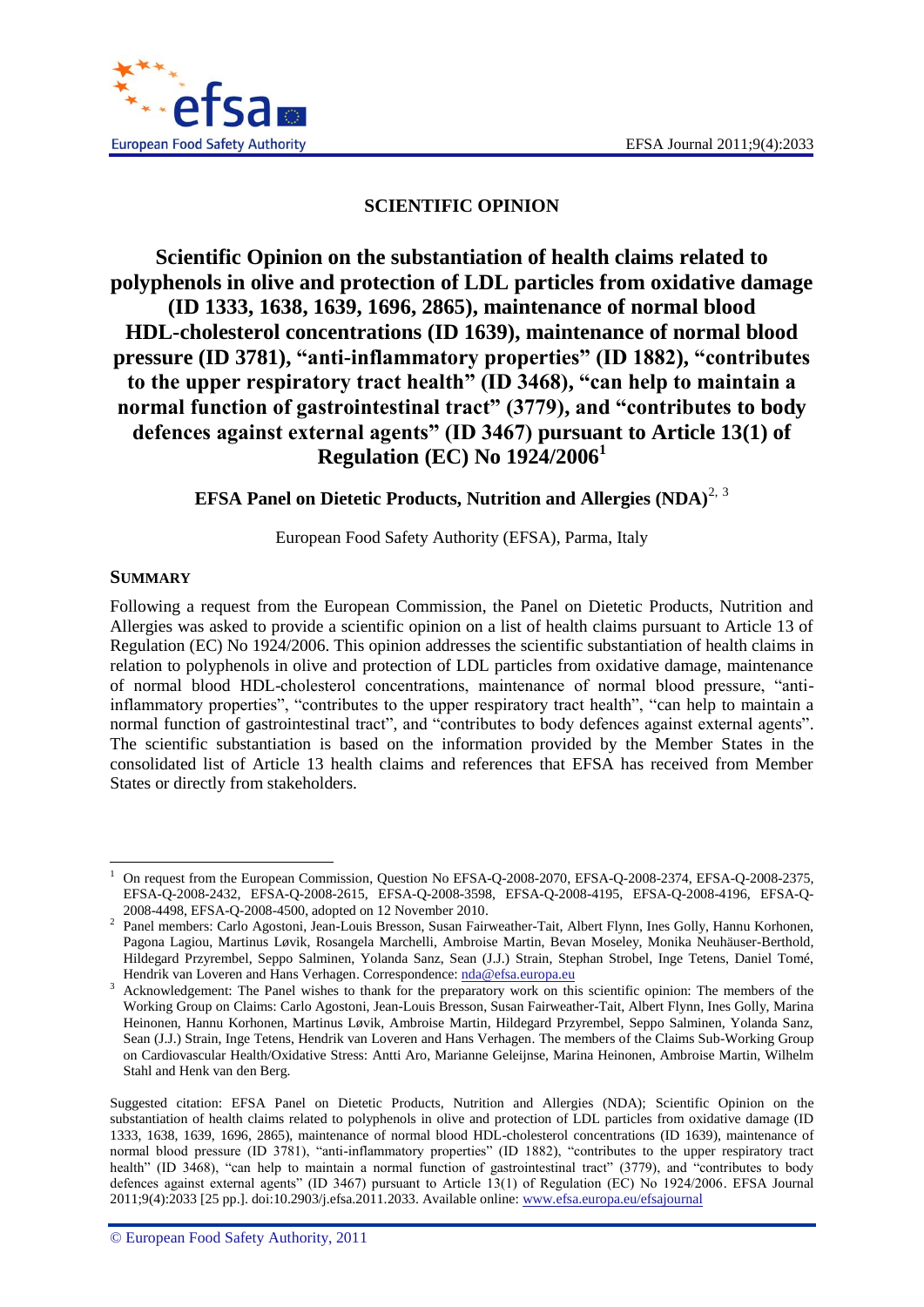**SCIENTIFIC OPINION**

# Scientific Opinion on the substantiation of health claims related to polyphenols in olive and protection of LDL particles from oxidative damage (ID 1333, 1638, 1639, 1696, 2865), maintenance of normal blood HDL-cholesterol concentrations (ID 1639), maintenance of normal blood pressure (ID 3781), "anti-inflammatory properties" (ID 1882), "contributes to the upper respiratory tract health" (ID 3468), "can help to maintain a normal function of gastrointestinal tract" (3779), and "contributes to body defences against external agents" (ID 3467) pursuant to Article 13(1) of Regulation (EC) No 1924/2006[1]

**EFSA Panel on Dietetic Products, Nutrition and Allergies (NDA)**[2, 3]

European Food Safety Authority (EFSA), Parma, Italy

## SUMMARY

Following a request from the European Commission, the Panel on Dietetic Products, Nutrition and Allergies was asked to provide a scientific opinion on a list of health claims pursuant to Article 13 of Regulation (EC) No 1924/2006. This opinion addresses the scientific substantiation of health claims in relation to polyphenols in olive and protection of LDL particles from oxidative damage, maintenance of normal blood HDL-cholesterol concentrations, maintenance of normal blood pressure, "anti-inflammatory properties", "contributes to the upper respiratory tract health", "can help to maintain a normal function of gastrointestinal tract", and "contributes to body defences against external agents". The scientific substantiation is based on the information provided by the Member States in the consolidated list of Article 13 health claims and references that EFSA has received from Member States or directly from stakeholders.

---

[1] On request from the European Commission, Question No EFSA-Q-2008-2070, EFSA-Q-2008-2374, EFSA-Q-2008-2375, EFSA-Q-2008-2432, EFSA-Q-2008-2615, EFSA-Q-2008-3598, EFSA-Q-2008-4195, EFSA-Q-2008-4196, EFSA-Q-2008-4498, EFSA-Q-2008-4500, adopted on 12 November 2010.

[2] Panel members: Carlo Agostoni, Jean-Louis Bresson, Susan Fairweather-Tait, Albert Flynn, Ines Golly, Hannu Korhonen, Pagona Lagiou, Martinus Løvik, Rosangela Marchelli, Ambroise Martin, Bevan Moseley, Monika Neuhäuser-Berthold, Hildegard Przyrembel, Seppo Salminen, Yolanda Sanz, Sean (J.J.) Strain, Stephan Strobel, Inge Tetens, Daniel Tomé, Hendrik van Loveren and Hans Verhagen. Correspondence: nda@efsa.europa.eu

[3] Acknowledgement: The Panel wishes to thank for the preparatory work on this scientific opinion: The members of the Working Group on Claims: Carlo Agostoni, Jean-Louis Bresson, Susan Fairweather-Tait, Albert Flynn, Ines Golly, Marina Heinonen, Hannu Korhonen, Martinus Løvik, Ambroise Martin, Hildegard Przyrembel, Seppo Salminen, Yolanda Sanz, Sean (J.J.) Strain, Inge Tetens, Hendrik van Loveren and Hans Verhagen. The members of the Claims Sub-Working Group on Cardiovascular Health/Oxidative Stress: Antti Aro, Marianne Geleijnse, Marina Heinonen, Ambroise Martin, Wilhelm Stahl and Henk van den Berg.

Suggested citation: EFSA Panel on Dietetic Products, Nutrition and Allergies (NDA); Scientific Opinion on the substantiation of health claims related to polyphenols in olive and protection of LDL particles from oxidative damage (ID 1333, 1638, 1639, 1696, 2865), maintenance of normal blood HDL-cholesterol concentrations (ID 1639), maintenance of normal blood pressure (ID 3781), "anti-inflammatory properties" (ID 1882), "contributes to the upper respiratory tract health" (ID 3468), "can help to maintain a normal function of gastrointestinal tract" (3779), and "contributes to body defences against external agents" (ID 3467) pursuant to Article 13(1) of Regulation (EC) No 1924/2006. EFSA Journal 2011;9(4):2033 [25 pp.]. doi:10.2903/j.efsa.2011.2033. Available online: www.efsa.europa.eu/efsajournal

© European Food Safety Authority, 2011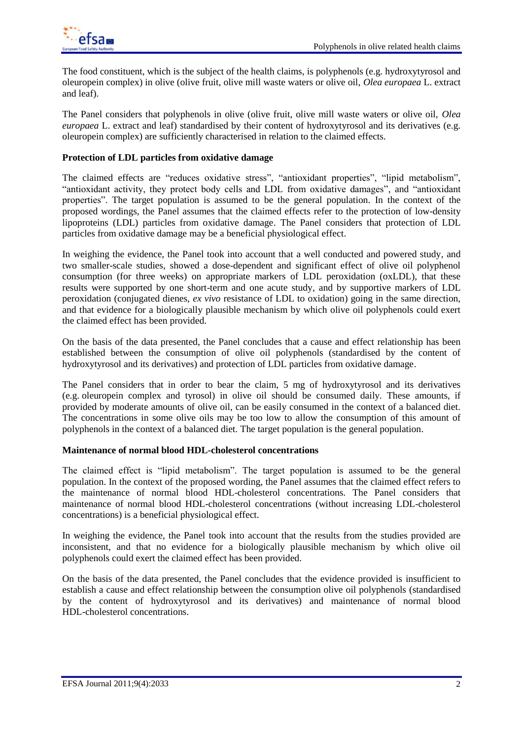The food constituent, which is the subject of the health claims, is polyphenols (e.g. hydroxytyrosol and oleuropein complex) in olive (olive fruit, olive mill waste waters or olive oil, *Olea europaea* L. extract and leaf).

The Panel considers that polyphenols in olive (olive fruit, olive mill waste waters or olive oil, *Olea europaea* L. extract and leaf) standardised by their content of hydroxytyrosol and its derivatives (e.g. oleuropein complex) are sufficiently characterised in relation to the claimed effects.

**Protection of LDL particles from oxidative damage**

The claimed effects are "reduces oxidative stress", "antioxidant properties", "lipid metabolism", "antioxidant activity, they protect body cells and LDL from oxidative damages", and "antioxidant properties". The target population is assumed to be the general population. In the context of the proposed wordings, the Panel assumes that the claimed effects refer to the protection of low-density lipoproteins (LDL) particles from oxidative damage. The Panel considers that protection of LDL particles from oxidative damage may be a beneficial physiological effect.

In weighing the evidence, the Panel took into account that a well conducted and powered study, and two smaller-scale studies, showed a dose-dependent and significant effect of olive oil polyphenol consumption (for three weeks) on appropriate markers of LDL peroxidation (oxLDL), that these results were supported by one short-term and one acute study, and by supportive markers of LDL peroxidation (conjugated dienes, *ex vivo* resistance of LDL to oxidation) going in the same direction, and that evidence for a biologically plausible mechanism by which olive oil polyphenols could exert the claimed effect has been provided.

On the basis of the data presented, the Panel concludes that a cause and effect relationship has been established between the consumption of olive oil polyphenols (standardised by the content of hydroxytyrosol and its derivatives) and protection of LDL particles from oxidative damage.

The Panel considers that in order to bear the claim, 5 mg of hydroxytyrosol and its derivatives (e.g. oleuropein complex and tyrosol) in olive oil should be consumed daily. These amounts, if provided by moderate amounts of olive oil, can be easily consumed in the context of a balanced diet. The concentrations in some olive oils may be too low to allow the consumption of this amount of polyphenols in the context of a balanced diet. The target population is the general population.

**Maintenance of normal blood HDL-cholesterol concentrations**

The claimed effect is "lipid metabolism". The target population is assumed to be the general population. In the context of the proposed wording, the Panel assumes that the claimed effect refers to the maintenance of normal blood HDL-cholesterol concentrations. The Panel considers that maintenance of normal blood HDL-cholesterol concentrations (without increasing LDL-cholesterol concentrations) is a beneficial physiological effect.

In weighing the evidence, the Panel took into account that the results from the studies provided are inconsistent, and that no evidence for a biologically plausible mechanism by which olive oil polyphenols could exert the claimed effect has been provided.

On the basis of the data presented, the Panel concludes that the evidence provided is insufficient to establish a cause and effect relationship between the consumption olive oil polyphenols (standardised by the content of hydroxytyrosol and its derivatives) and maintenance of normal blood HDL-cholesterol concentrations.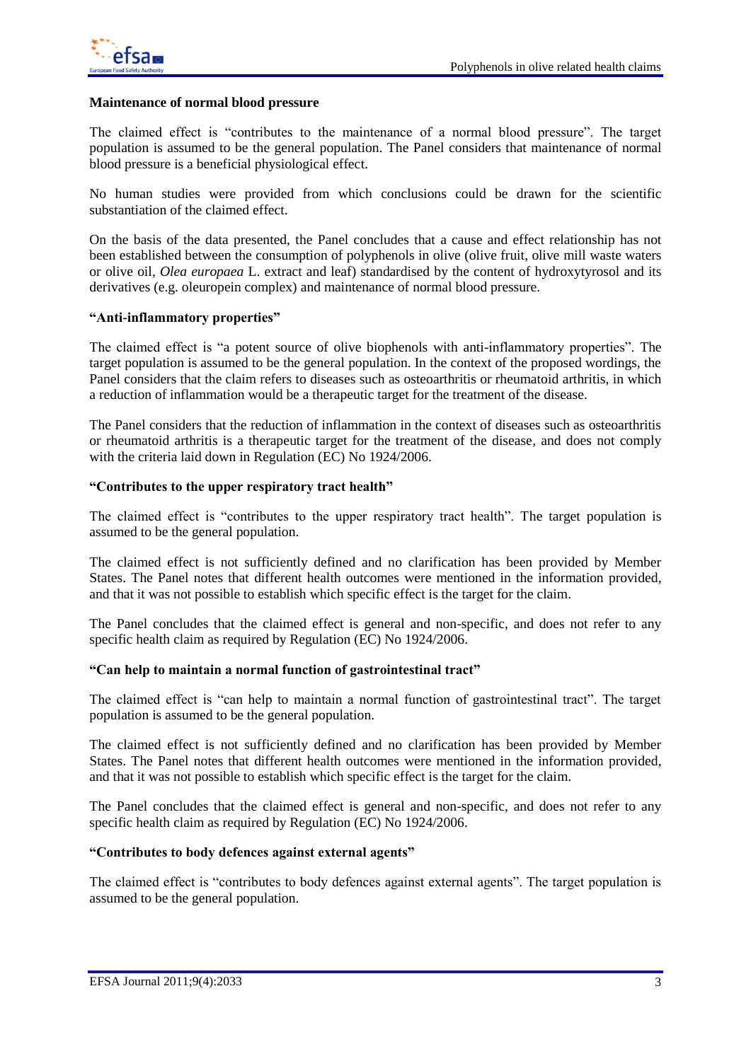**Maintenance of normal blood pressure**

The claimed effect is "contributes to the maintenance of a normal blood pressure". The target population is assumed to be the general population. The Panel considers that maintenance of normal blood pressure is a beneficial physiological effect.

No human studies were provided from which conclusions could be drawn for the scientific substantiation of the claimed effect.

On the basis of the data presented, the Panel concludes that a cause and effect relationship has not been established between the consumption of polyphenols in olive (olive fruit, olive mill waste waters or olive oil, *Olea europaea* L. extract and leaf) standardised by the content of hydroxytyrosol and its derivatives (e.g. oleuropein complex) and maintenance of normal blood pressure.

**"Anti-inflammatory properties"**

The claimed effect is "a potent source of olive biophenols with anti-inflammatory properties". The target population is assumed to be the general population. In the context of the proposed wordings, the Panel considers that the claim refers to diseases such as osteoarthritis or rheumatoid arthritis, in which a reduction of inflammation would be a therapeutic target for the treatment of the disease.

The Panel considers that the reduction of inflammation in the context of diseases such as osteoarthritis or rheumatoid arthritis is a therapeutic target for the treatment of the disease, and does not comply with the criteria laid down in Regulation (EC) No 1924/2006.

**"Contributes to the upper respiratory tract health"**

The claimed effect is "contributes to the upper respiratory tract health". The target population is assumed to be the general population.

The claimed effect is not sufficiently defined and no clarification has been provided by Member States. The Panel notes that different health outcomes were mentioned in the information provided, and that it was not possible to establish which specific effect is the target for the claim.

The Panel concludes that the claimed effect is general and non-specific, and does not refer to any specific health claim as required by Regulation (EC) No 1924/2006.

**"Can help to maintain a normal function of gastrointestinal tract"**

The claimed effect is "can help to maintain a normal function of gastrointestinal tract". The target population is assumed to be the general population.

The claimed effect is not sufficiently defined and no clarification has been provided by Member States. The Panel notes that different health outcomes were mentioned in the information provided, and that it was not possible to establish which specific effect is the target for the claim.

The Panel concludes that the claimed effect is general and non-specific, and does not refer to any specific health claim as required by Regulation (EC) No 1924/2006.

**"Contributes to body defences against external agents"**

The claimed effect is "contributes to body defences against external agents". The target population is assumed to be the general population.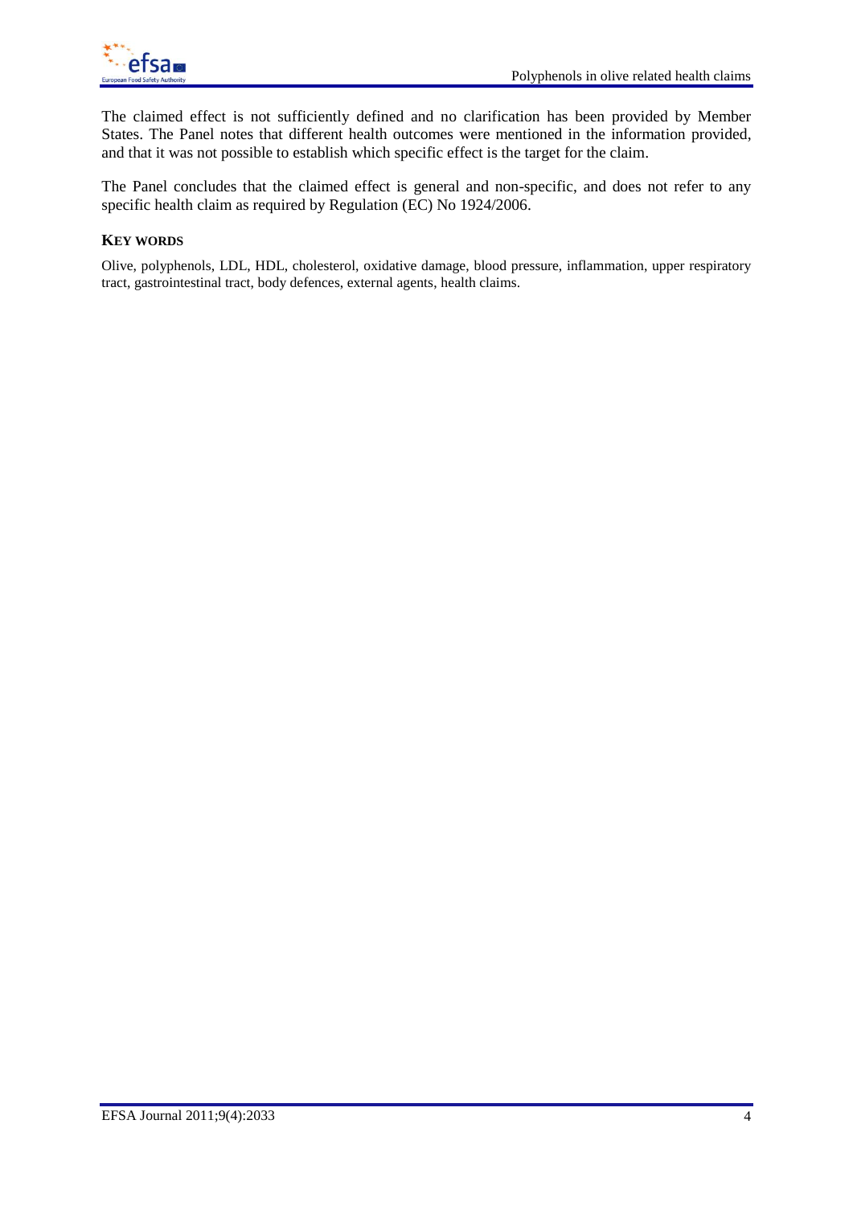The claimed effect is not sufficiently defined and no clarification has been provided by Member States. The Panel notes that different health outcomes were mentioned in the information provided, and that it was not possible to establish which specific effect is the target for the claim.

The Panel concludes that the claimed effect is general and non-specific, and does not refer to any specific health claim as required by Regulation (EC) No 1924/2006.

### KEY WORDS

Olive, polyphenols, LDL, HDL, cholesterol, oxidative damage, blood pressure, inflammation, upper respiratory tract, gastrointestinal tract, body defences, external agents, health claims.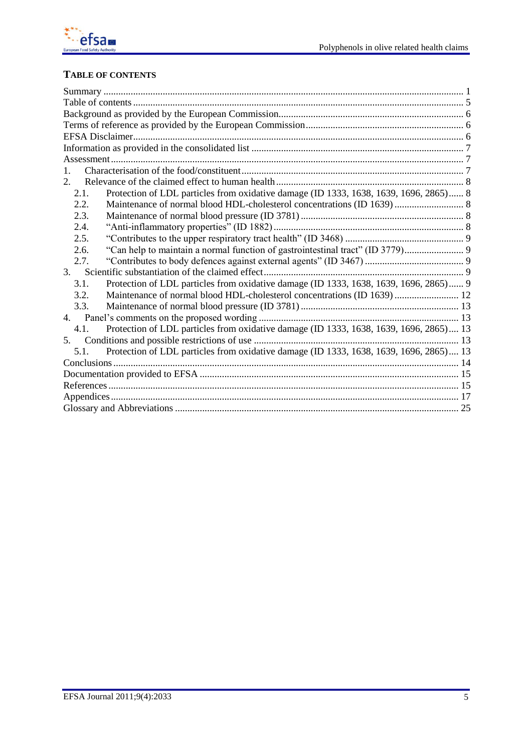## TABLE OF CONTENTS

- Summary ..... 1
- Table of contents ..... 5
- Background as provided by the European Commission ..... 6
- Terms of reference as provided by the European Commission ..... 6
- EFSA Disclaimer ..... 6
- Information as provided in the consolidated list ..... 7
- Assessment ..... 7
- 1. Characterisation of the food/constituent ..... 7
- 2. Relevance of the claimed effect to human health ..... 8
  - 2.1. Protection of LDL particles from oxidative damage (ID 1333, 1638, 1639, 1696, 2865) ..... 8
  - 2.2. Maintenance of normal blood HDL-cholesterol concentrations (ID 1639) ..... 8
  - 2.3. Maintenance of normal blood pressure (ID 3781) ..... 8
  - 2.4. "Anti-inflammatory properties" (ID 1882) ..... 8
  - 2.5. "Contributes to the upper respiratory tract health" (ID 3468) ..... 9
  - 2.6. "Can help to maintain a normal function of gastrointestinal tract" (ID 3779) ..... 9
  - 2.7. "Contributes to body defences against external agents" (ID 3467) ..... 9
- 3. Scientific substantiation of the claimed effect ..... 9
  - 3.1. Protection of LDL particles from oxidative damage (ID 1333, 1638, 1639, 1696, 2865) ..... 9
  - 3.2. Maintenance of normal blood HDL-cholesterol concentrations (ID 1639) ..... 12
  - 3.3. Maintenance of normal blood pressure (ID 3781) ..... 13
- 4. Panel's comments on the proposed wording ..... 13
  - 4.1. Protection of LDL particles from oxidative damage (ID 1333, 1638, 1639, 1696, 2865) ..... 13
- 5. Conditions and possible restrictions of use ..... 13
  - 5.1. Protection of LDL particles from oxidative damage (ID 1333, 1638, 1639, 1696, 2865) ..... 13
- Conclusions ..... 14
- Documentation provided to EFSA ..... 15
- References ..... 15
- Appendices ..... 17
- Glossary and Abbreviations ..... 25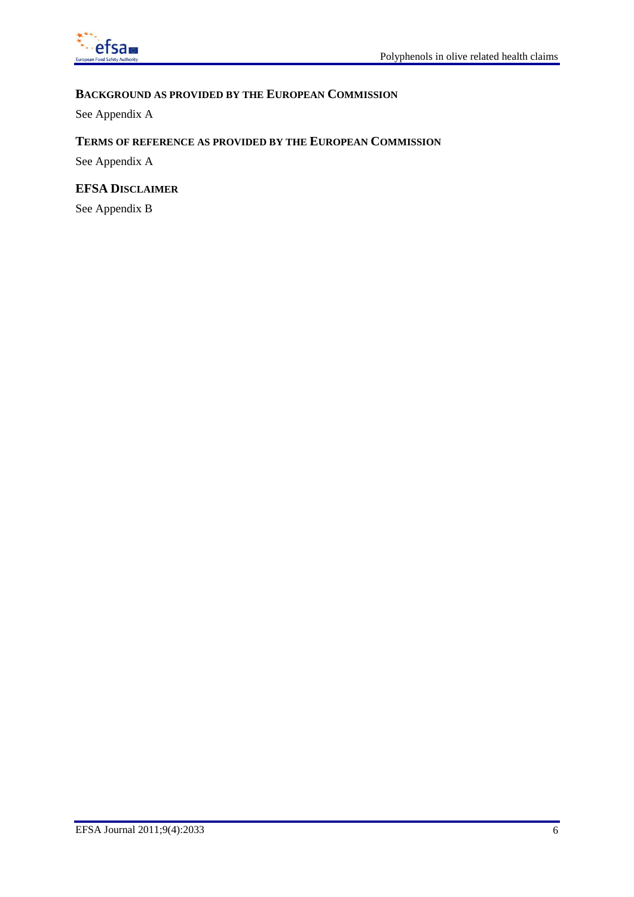## BACKGROUND AS PROVIDED BY THE EUROPEAN COMMISSION

See Appendix A

## TERMS OF REFERENCE AS PROVIDED BY THE EUROPEAN COMMISSION

See Appendix A

## EFSA DISCLAIMER

See Appendix B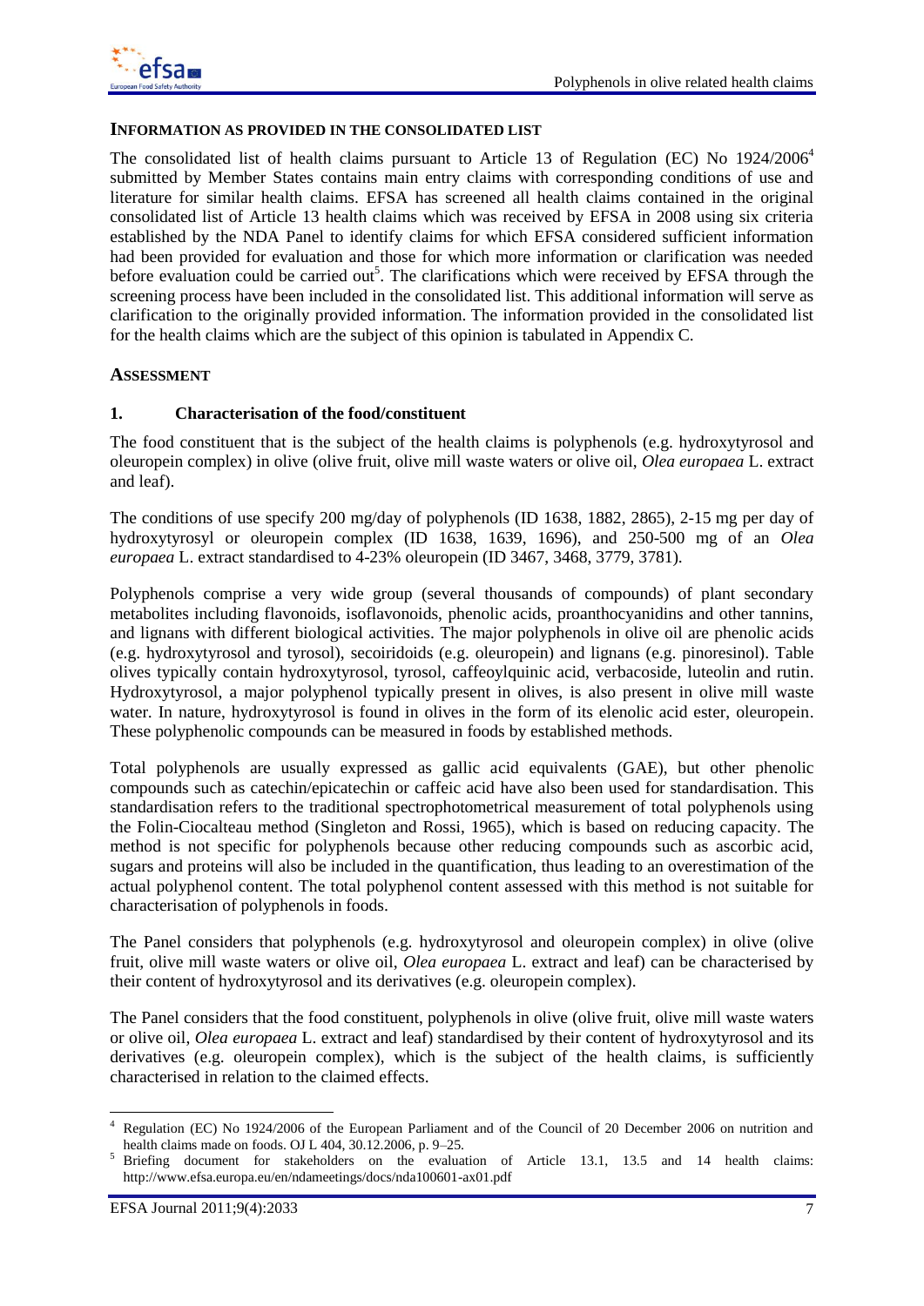## INFORMATION AS PROVIDED IN THE CONSOLIDATED LIST

The consolidated list of health claims pursuant to Article 13 of Regulation (EC) No 1924/2006[4] submitted by Member States contains main entry claims with corresponding conditions of use and literature for similar health claims. EFSA has screened all health claims contained in the original consolidated list of Article 13 health claims which was received by EFSA in 2008 using six criteria established by the NDA Panel to identify claims for which EFSA considered sufficient information had been provided for evaluation and those for which more information or clarification was needed before evaluation could be carried out[5]. The clarifications which were received by EFSA through the screening process have been included in the consolidated list. This additional information will serve as clarification to the originally provided information. The information provided in the consolidated list for the health claims which are the subject of this opinion is tabulated in Appendix C.

## ASSESSMENT

### 1. Characterisation of the food/constituent

The food constituent that is the subject of the health claims is polyphenols (e.g. hydroxytyrosol and oleuropein complex) in olive (olive fruit, olive mill waste waters or olive oil, *Olea europaea* L. extract and leaf).

The conditions of use specify 200 mg/day of polyphenols (ID 1638, 1882, 2865), 2-15 mg per day of hydroxytyrosyl or oleuropein complex (ID 1638, 1639, 1696), and 250-500 mg of an *Olea europaea* L. extract standardised to 4-23% oleuropein (ID 3467, 3468, 3779, 3781).

Polyphenols comprise a very wide group (several thousands of compounds) of plant secondary metabolites including flavonoids, isoflavonoids, phenolic acids, proanthocyanidins and other tannins, and lignans with different biological activities. The major polyphenols in olive oil are phenolic acids (e.g. hydroxytyrosol and tyrosol), secoiridoids (e.g. oleuropein) and lignans (e.g. pinoresinol). Table olives typically contain hydroxytyrosol, tyrosol, caffeoylquinic acid, verbacoside, luteolin and rutin. Hydroxytyrosol, a major polyphenol typically present in olives, is also present in olive mill waste water. In nature, hydroxytyrosol is found in olives in the form of its elenolic acid ester, oleuropein. These polyphenolic compounds can be measured in foods by established methods.

Total polyphenols are usually expressed as gallic acid equivalents (GAE), but other phenolic compounds such as catechin/epicatechin or caffeic acid have also been used for standardisation. This standardisation refers to the traditional spectrophotometrical measurement of total polyphenols using the Folin-Ciocalteau method (Singleton and Rossi, 1965), which is based on reducing capacity. The method is not specific for polyphenols because other reducing compounds such as ascorbic acid, sugars and proteins will also be included in the quantification, thus leading to an overestimation of the actual polyphenol content. The total polyphenol content assessed with this method is not suitable for characterisation of polyphenols in foods.

The Panel considers that polyphenols (e.g. hydroxytyrosol and oleuropein complex) in olive (olive fruit, olive mill waste waters or olive oil, *Olea europaea* L. extract and leaf) can be characterised by their content of hydroxytyrosol and its derivatives (e.g. oleuropein complex).

The Panel considers that the food constituent, polyphenols in olive (olive fruit, olive mill waste waters or olive oil, *Olea europaea* L. extract and leaf) standardised by their content of hydroxytyrosol and its derivatives (e.g. oleuropein complex), which is the subject of the health claims, is sufficiently characterised in relation to the claimed effects.

---

[4] Regulation (EC) No 1924/2006 of the European Parliament and of the Council of 20 December 2006 on nutrition and health claims made on foods. OJ L 404, 30.12.2006, p. 9–25.

[5] Briefing document for stakeholders on the evaluation of Article 13.1, 13.5 and 14 health claims: http://www.efsa.europa.eu/en/ndameetings/docs/nda100601-ax01.pdf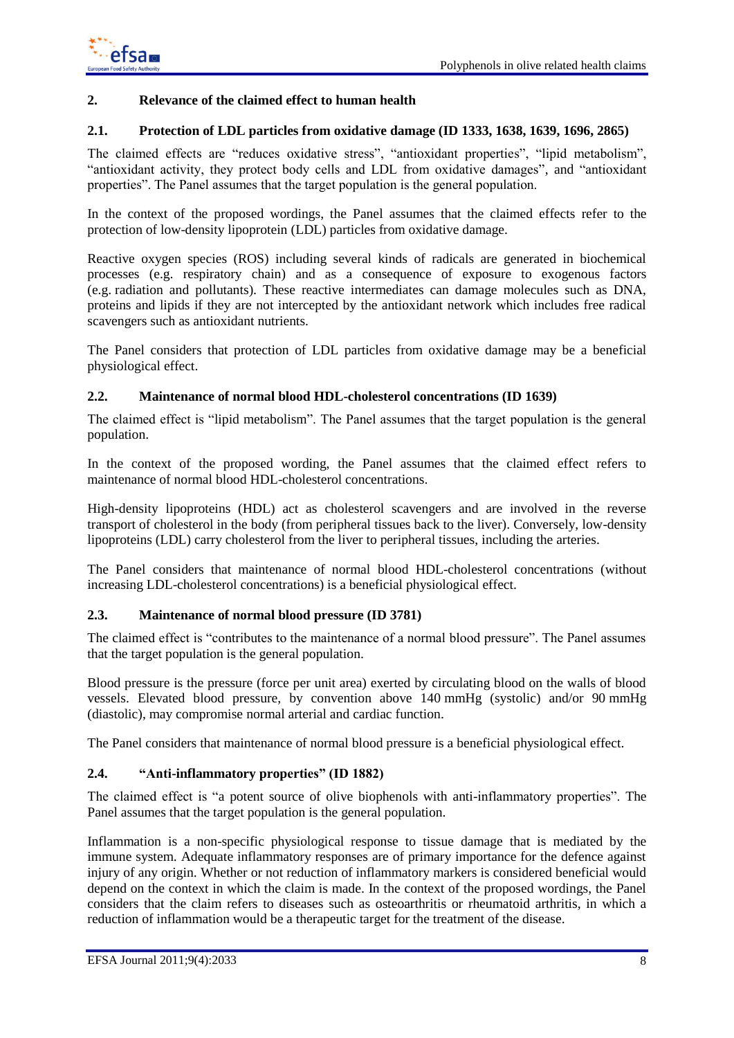## 2. Relevance of the claimed effect to human health

### 2.1. Protection of LDL particles from oxidative damage (ID 1333, 1638, 1639, 1696, 2865)

The claimed effects are "reduces oxidative stress", "antioxidant properties", "lipid metabolism", "antioxidant activity, they protect body cells and LDL from oxidative damages", and "antioxidant properties". The Panel assumes that the target population is the general population.

In the context of the proposed wordings, the Panel assumes that the claimed effects refer to the protection of low-density lipoprotein (LDL) particles from oxidative damage.

Reactive oxygen species (ROS) including several kinds of radicals are generated in biochemical processes (e.g. respiratory chain) and as a consequence of exposure to exogenous factors (e.g. radiation and pollutants). These reactive intermediates can damage molecules such as DNA, proteins and lipids if they are not intercepted by the antioxidant network which includes free radical scavengers such as antioxidant nutrients.

The Panel considers that protection of LDL particles from oxidative damage may be a beneficial physiological effect.

### 2.2. Maintenance of normal blood HDL-cholesterol concentrations (ID 1639)

The claimed effect is "lipid metabolism". The Panel assumes that the target population is the general population.

In the context of the proposed wording, the Panel assumes that the claimed effect refers to maintenance of normal blood HDL-cholesterol concentrations.

High-density lipoproteins (HDL) act as cholesterol scavengers and are involved in the reverse transport of cholesterol in the body (from peripheral tissues back to the liver). Conversely, low-density lipoproteins (LDL) carry cholesterol from the liver to peripheral tissues, including the arteries.

The Panel considers that maintenance of normal blood HDL-cholesterol concentrations (without increasing LDL-cholesterol concentrations) is a beneficial physiological effect.

### 2.3. Maintenance of normal blood pressure (ID 3781)

The claimed effect is "contributes to the maintenance of a normal blood pressure". The Panel assumes that the target population is the general population.

Blood pressure is the pressure (force per unit area) exerted by circulating blood on the walls of blood vessels. Elevated blood pressure, by convention above 140 mmHg (systolic) and/or 90 mmHg (diastolic), may compromise normal arterial and cardiac function.

The Panel considers that maintenance of normal blood pressure is a beneficial physiological effect.

### 2.4. "Anti-inflammatory properties" (ID 1882)

The claimed effect is "a potent source of olive biophenols with anti-inflammatory properties". The Panel assumes that the target population is the general population.

Inflammation is a non-specific physiological response to tissue damage that is mediated by the immune system. Adequate inflammatory responses are of primary importance for the defence against injury of any origin. Whether or not reduction of inflammatory markers is considered beneficial would depend on the context in which the claim is made. In the context of the proposed wordings, the Panel considers that the claim refers to diseases such as osteoarthritis or rheumatoid arthritis, in which a reduction of inflammation would be a therapeutic target for the treatment of the disease.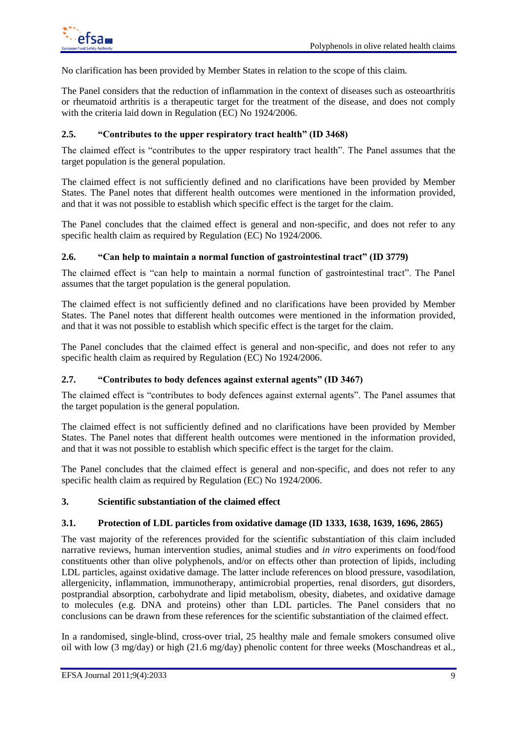No clarification has been provided by Member States in relation to the scope of this claim.

The Panel considers that the reduction of inflammation in the context of diseases such as osteoarthritis or rheumatoid arthritis is a therapeutic target for the treatment of the disease, and does not comply with the criteria laid down in Regulation (EC) No 1924/2006.

### 2.5. "Contributes to the upper respiratory tract health" (ID 3468)

The claimed effect is "contributes to the upper respiratory tract health". The Panel assumes that the target population is the general population.

The claimed effect is not sufficiently defined and no clarifications have been provided by Member States. The Panel notes that different health outcomes were mentioned in the information provided, and that it was not possible to establish which specific effect is the target for the claim.

The Panel concludes that the claimed effect is general and non-specific, and does not refer to any specific health claim as required by Regulation (EC) No 1924/2006.

### 2.6. "Can help to maintain a normal function of gastrointestinal tract" (ID 3779)

The claimed effect is "can help to maintain a normal function of gastrointestinal tract". The Panel assumes that the target population is the general population.

The claimed effect is not sufficiently defined and no clarifications have been provided by Member States. The Panel notes that different health outcomes were mentioned in the information provided, and that it was not possible to establish which specific effect is the target for the claim.

The Panel concludes that the claimed effect is general and non-specific, and does not refer to any specific health claim as required by Regulation (EC) No 1924/2006.

### 2.7. "Contributes to body defences against external agents" (ID 3467)

The claimed effect is "contributes to body defences against external agents". The Panel assumes that the target population is the general population.

The claimed effect is not sufficiently defined and no clarifications have been provided by Member States. The Panel notes that different health outcomes were mentioned in the information provided, and that it was not possible to establish which specific effect is the target for the claim.

The Panel concludes that the claimed effect is general and non-specific, and does not refer to any specific health claim as required by Regulation (EC) No 1924/2006.

## 3. Scientific substantiation of the claimed effect

### 3.1. Protection of LDL particles from oxidative damage (ID 1333, 1638, 1639, 1696, 2865)

The vast majority of the references provided for the scientific substantiation of this claim included narrative reviews, human intervention studies, animal studies and *in vitro* experiments on food/food constituents other than olive polyphenols, and/or on effects other than protection of lipids, including LDL particles, against oxidative damage. The latter include references on blood pressure, vasodilation, allergenicity, inflammation, immunotherapy, antimicrobial properties, renal disorders, gut disorders, postprandial absorption, carbohydrate and lipid metabolism, obesity, diabetes, and oxidative damage to molecules (e.g. DNA and proteins) other than LDL particles. The Panel considers that no conclusions can be drawn from these references for the scientific substantiation of the claimed effect.

In a randomised, single-blind, cross-over trial, 25 healthy male and female smokers consumed olive oil with low (3 mg/day) or high (21.6 mg/day) phenolic content for three weeks (Moschandreas et al.,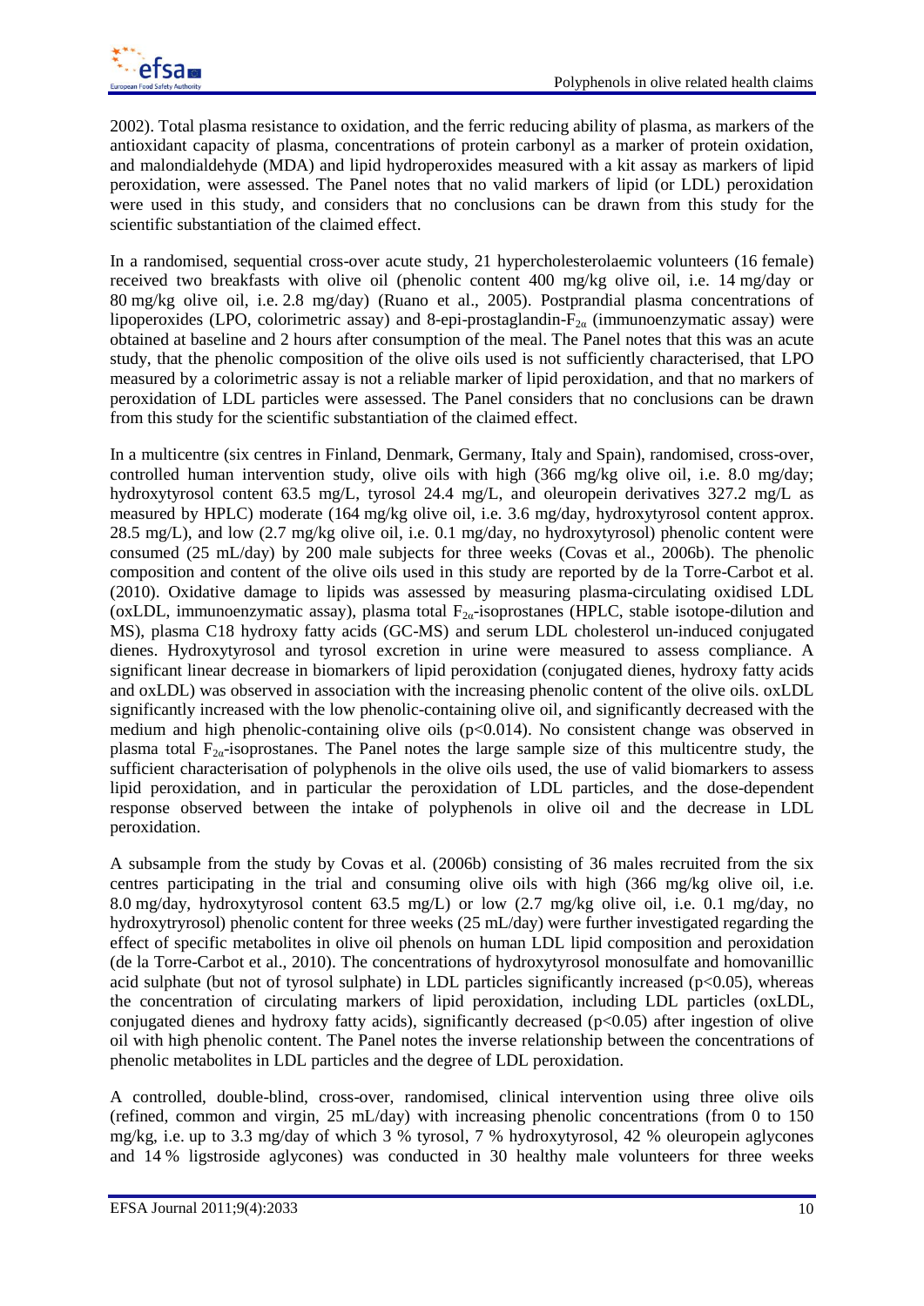2002). Total plasma resistance to oxidation, and the ferric reducing ability of plasma, as markers of the antioxidant capacity of plasma, concentrations of protein carbonyl as a marker of protein oxidation, and malondialdehyde (MDA) and lipid hydroperoxides measured with a kit assay as markers of lipid peroxidation, were assessed. The Panel notes that no valid markers of lipid (or LDL) peroxidation were used in this study, and considers that no conclusions can be drawn from this study for the scientific substantiation of the claimed effect.

In a randomised, sequential cross-over acute study, 21 hypercholesterolaemic volunteers (16 female) received two breakfasts with olive oil (phenolic content 400 mg/kg olive oil, i.e. 14 mg/day or 80 mg/kg olive oil, i.e. 2.8 mg/day) (Ruano et al., 2005). Postprandial plasma concentrations of lipoperoxides (LPO, colorimetric assay) and 8-epi-prostaglandin-$F_{2\alpha}$ (immunoenzymatic assay) were obtained at baseline and 2 hours after consumption of the meal. The Panel notes that this was an acute study, that the phenolic composition of the olive oils used is not sufficiently characterised, that LPO measured by a colorimetric assay is not a reliable marker of lipid peroxidation, and that no markers of peroxidation of LDL particles were assessed. The Panel considers that no conclusions can be drawn from this study for the scientific substantiation of the claimed effect.

In a multicentre (six centres in Finland, Denmark, Germany, Italy and Spain), randomised, cross-over, controlled human intervention study, olive oils with high (366 mg/kg olive oil, i.e. 8.0 mg/day; hydroxytyrosol content 63.5 mg/L, tyrosol 24.4 mg/L, and oleuropein derivatives 327.2 mg/L as measured by HPLC) moderate (164 mg/kg olive oil, i.e. 3.6 mg/day, hydroxytyrosol content approx. 28.5 mg/L), and low (2.7 mg/kg olive oil, i.e. 0.1 mg/day, no hydroxytyrosol) phenolic content were consumed (25 mL/day) by 200 male subjects for three weeks (Covas et al., 2006b). The phenolic composition and content of the olive oils used in this study are reported by de la Torre-Carbot et al. (2010). Oxidative damage to lipids was assessed by measuring plasma-circulating oxidised LDL (oxLDL, immunoenzymatic assay), plasma total $F_{2\alpha}$-isoprostanes (HPLC, stable isotope-dilution and MS), plasma C18 hydroxy fatty acids (GC-MS) and serum LDL cholesterol un-induced conjugated dienes. Hydroxytyrosol and tyrosol excretion in urine were measured to assess compliance. A significant linear decrease in biomarkers of lipid peroxidation (conjugated dienes, hydroxy fatty acids and oxLDL) was observed in association with the increasing phenolic content of the olive oils. oxLDL significantly increased with the low phenolic-containing olive oil, and significantly decreased with the medium and high phenolic-containing olive oils ($p<0.014$). No consistent change was observed in plasma total $F_{2\alpha}$-isoprostanes. The Panel notes the large sample size of this multicentre study, the sufficient characterisation of polyphenols in the olive oils used, the use of valid biomarkers to assess lipid peroxidation, and in particular the peroxidation of LDL particles, and the dose-dependent response observed between the intake of polyphenols in olive oil and the decrease in LDL peroxidation.

A subsample from the study by Covas et al. (2006b) consisting of 36 males recruited from the six centres participating in the trial and consuming olive oils with high (366 mg/kg olive oil, i.e. 8.0 mg/day, hydroxytyrosol content 63.5 mg/L) or low (2.7 mg/kg olive oil, i.e. 0.1 mg/day, no hydroxytryrosol) phenolic content for three weeks (25 mL/day) were further investigated regarding the effect of specific metabolites in olive oil phenols on human LDL lipid composition and peroxidation (de la Torre-Carbot et al., 2010). The concentrations of hydroxytyrosol monosulfate and homovanillic acid sulphate (but not of tyrosol sulphate) in LDL particles significantly increased ($p<0.05$), whereas the concentration of circulating markers of lipid peroxidation, including LDL particles (oxLDL, conjugated dienes and hydroxy fatty acids), significantly decreased ($p<0.05$) after ingestion of olive oil with high phenolic content. The Panel notes the inverse relationship between the concentrations of phenolic metabolites in LDL particles and the degree of LDL peroxidation.

A controlled, double-blind, cross-over, randomised, clinical intervention using three olive oils (refined, common and virgin, 25 mL/day) with increasing phenolic concentrations (from 0 to 150 mg/kg, i.e. up to 3.3 mg/day of which 3 % tyrosol, 7 % hydroxytyrosol, 42 % oleuropein aglycones and 14 % ligstroside aglycones) was conducted in 30 healthy male volunteers for three weeks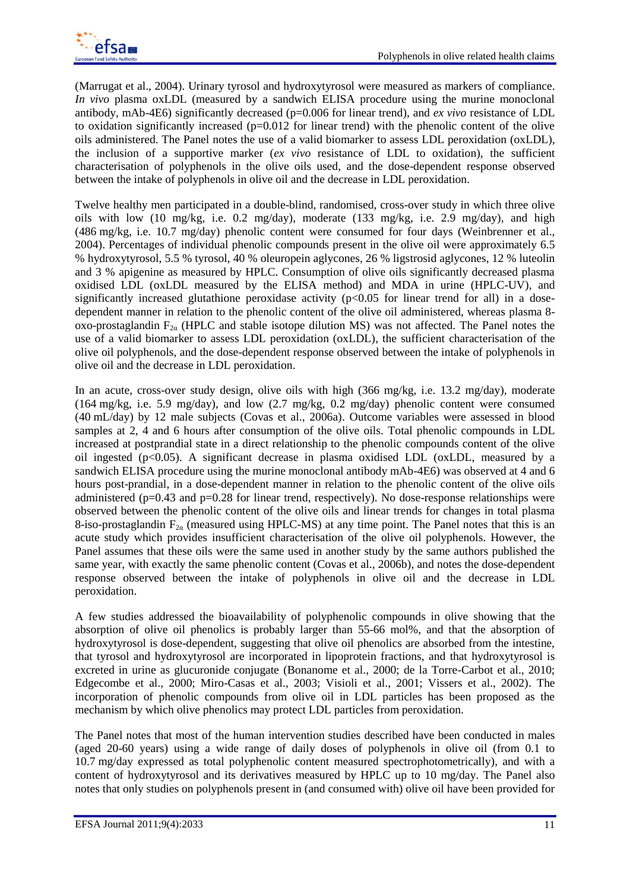(Marrugat et al., 2004). Urinary tyrosol and hydroxytyrosol were measured as markers of compliance. *In vivo* plasma oxLDL (measured by a sandwich ELISA procedure using the murine monoclonal antibody, mAb-4E6) significantly decreased (p=0.006 for linear trend), and *ex vivo* resistance of LDL to oxidation significantly increased (p=0.012 for linear trend) with the phenolic content of the olive oils administered. The Panel notes the use of a valid biomarker to assess LDL peroxidation (oxLDL), the inclusion of a supportive marker (*ex vivo* resistance of LDL to oxidation), the sufficient characterisation of polyphenols in the olive oils used, and the dose-dependent response observed between the intake of polyphenols in olive oil and the decrease in LDL peroxidation.

Twelve healthy men participated in a double-blind, randomised, cross-over study in which three olive oils with low (10 mg/kg, i.e. 0.2 mg/day), moderate (133 mg/kg, i.e. 2.9 mg/day), and high (486 mg/kg, i.e. 10.7 mg/day) phenolic content were consumed for four days (Weinbrenner et al., 2004). Percentages of individual phenolic compounds present in the olive oil were approximately 6.5 % hydroxytyrosol, 5.5 % tyrosol, 40 % oleuropein aglycones, 26 % ligstrosid aglycones, 12 % luteolin and 3 % apigenine as measured by HPLC. Consumption of olive oils significantly decreased plasma oxidised LDL (oxLDL measured by the ELISA method) and MDA in urine (HPLC-UV), and significantly increased glutathione peroxidase activity ($p<0.05$ for linear trend for all) in a dose-dependent manner in relation to the phenolic content of the olive oil administered, whereas plasma 8-oxo-prostaglandin $F_{2\alpha}$ (HPLC and stable isotope dilution MS) was not affected. The Panel notes the use of a valid biomarker to assess LDL peroxidation (oxLDL), the sufficient characterisation of the olive oil polyphenols, and the dose-dependent response observed between the intake of polyphenols in olive oil and the decrease in LDL peroxidation.

In an acute, cross-over study design, olive oils with high (366 mg/kg, i.e. 13.2 mg/day), moderate (164 mg/kg, i.e. 5.9 mg/day), and low (2.7 mg/kg, 0.2 mg/day) phenolic content were consumed (40 mL/day) by 12 male subjects (Covas et al., 2006a). Outcome variables were assessed in blood samples at 2, 4 and 6 hours after consumption of the olive oils. Total phenolic compounds in LDL increased at postprandial state in a direct relationship to the phenolic compounds content of the olive oil ingested ($p<0.05$). A significant decrease in plasma oxidised LDL (oxLDL, measured by a sandwich ELISA procedure using the murine monoclonal antibody mAb-4E6) was observed at 4 and 6 hours post-prandial, in a dose-dependent manner in relation to the phenolic content of the olive oils administered (p=0.43 and p=0.28 for linear trend, respectively). No dose-response relationships were observed between the phenolic content of the olive oils and linear trends for changes in total plasma 8-iso-prostaglandin $F_{2\alpha}$ (measured using HPLC-MS) at any time point. The Panel notes that this is an acute study which provides insufficient characterisation of the olive oil polyphenols. However, the Panel assumes that these oils were the same used in another study by the same authors published the same year, with exactly the same phenolic content (Covas et al., 2006b), and notes the dose-dependent response observed between the intake of polyphenols in olive oil and the decrease in LDL peroxidation.

A few studies addressed the bioavailability of polyphenolic compounds in olive showing that the absorption of olive oil phenolics is probably larger than 55-66 mol%, and that the absorption of hydroxytyrosol is dose-dependent, suggesting that olive oil phenolics are absorbed from the intestine, that tyrosol and hydroxytyrosol are incorporated in lipoprotein fractions, and that hydroxytyrosol is excreted in urine as glucuronide conjugate (Bonanome et al., 2000; de la Torre-Carbot et al., 2010; Edgecombe et al., 2000; Miro-Casas et al., 2003; Visioli et al., 2001; Vissers et al., 2002). The incorporation of phenolic compounds from olive oil in LDL particles has been proposed as the mechanism by which olive phenolics may protect LDL particles from peroxidation.

The Panel notes that most of the human intervention studies described have been conducted in males (aged 20-60 years) using a wide range of daily doses of polyphenols in olive oil (from 0.1 to 10.7 mg/day expressed as total polyphenolic content measured spectrophotometrically), and with a content of hydroxytyrosol and its derivatives measured by HPLC up to 10 mg/day. The Panel also notes that only studies on polyphenols present in (and consumed with) olive oil have been provided for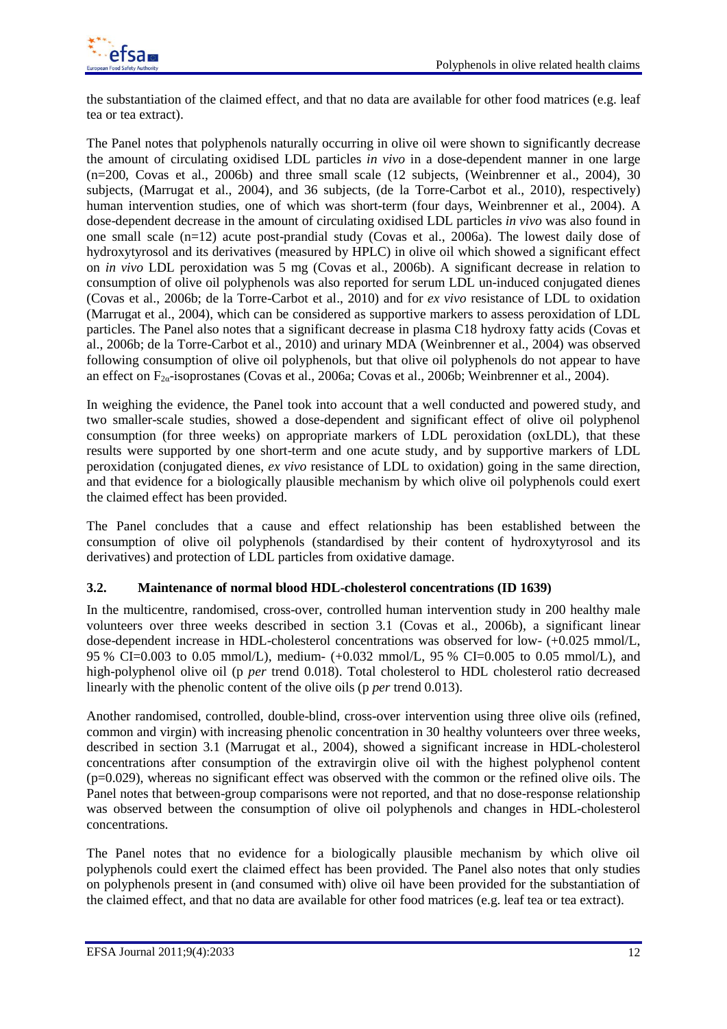the substantiation of the claimed effect, and that no data are available for other food matrices (e.g. leaf tea or tea extract).

The Panel notes that polyphenols naturally occurring in olive oil were shown to significantly decrease the amount of circulating oxidised LDL particles *in vivo* in a dose-dependent manner in one large (n=200, Covas et al., 2006b) and three small scale (12 subjects, (Weinbrenner et al., 2004), 30 subjects, (Marrugat et al., 2004), and 36 subjects, (de la Torre-Carbot et al., 2010), respectively) human intervention studies, one of which was short-term (four days, Weinbrenner et al., 2004). A dose-dependent decrease in the amount of circulating oxidised LDL particles *in vivo* was also found in one small scale (n=12) acute post-prandial study (Covas et al., 2006a). The lowest daily dose of hydroxytyrosol and its derivatives (measured by HPLC) in olive oil which showed a significant effect on *in vivo* LDL peroxidation was 5 mg (Covas et al., 2006b). A significant decrease in relation to consumption of olive oil polyphenols was also reported for serum LDL un-induced conjugated dienes (Covas et al., 2006b; de la Torre-Carbot et al., 2010) and for *ex vivo* resistance of LDL to oxidation (Marrugat et al., 2004), which can be considered as supportive markers to assess peroxidation of LDL particles. The Panel also notes that a significant decrease in plasma C18 hydroxy fatty acids (Covas et al., 2006b; de la Torre-Carbot et al., 2010) and urinary MDA (Weinbrenner et al., 2004) was observed following consumption of olive oil polyphenols, but that olive oil polyphenols do not appear to have an effect on $F_{2\alpha}$-isoprostanes (Covas et al., 2006a; Covas et al., 2006b; Weinbrenner et al., 2004).

In weighing the evidence, the Panel took into account that a well conducted and powered study, and two smaller-scale studies, showed a dose-dependent and significant effect of olive oil polyphenol consumption (for three weeks) on appropriate markers of LDL peroxidation (oxLDL), that these results were supported by one short-term and one acute study, and by supportive markers of LDL peroxidation (conjugated dienes, *ex vivo* resistance of LDL to oxidation) going in the same direction, and that evidence for a biologically plausible mechanism by which olive oil polyphenols could exert the claimed effect has been provided.

The Panel concludes that a cause and effect relationship has been established between the consumption of olive oil polyphenols (standardised by their content of hydroxytyrosol and its derivatives) and protection of LDL particles from oxidative damage.

### 3.2. Maintenance of normal blood HDL-cholesterol concentrations (ID 1639)

In the multicentre, randomised, cross-over, controlled human intervention study in 200 healthy male volunteers over three weeks described in section 3.1 (Covas et al., 2006b), a significant linear dose-dependent increase in HDL-cholesterol concentrations was observed for low- (+0.025 mmol/L, 95 % CI=0.003 to 0.05 mmol/L), medium- (+0.032 mmol/L, 95 % CI=0.005 to 0.05 mmol/L), and high-polyphenol olive oil (p *per* trend 0.018). Total cholesterol to HDL cholesterol ratio decreased linearly with the phenolic content of the olive oils (p *per* trend 0.013).

Another randomised, controlled, double-blind, cross-over intervention using three olive oils (refined, common and virgin) with increasing phenolic concentration in 30 healthy volunteers over three weeks, described in section 3.1 (Marrugat et al., 2004), showed a significant increase in HDL-cholesterol concentrations after consumption of the extravirgin olive oil with the highest polyphenol content (p=0.029), whereas no significant effect was observed with the common or the refined olive oils. The Panel notes that between-group comparisons were not reported, and that no dose-response relationship was observed between the consumption of olive oil polyphenols and changes in HDL-cholesterol concentrations.

The Panel notes that no evidence for a biologically plausible mechanism by which olive oil polyphenols could exert the claimed effect has been provided. The Panel also notes that only studies on polyphenols present in (and consumed with) olive oil have been provided for the substantiation of the claimed effect, and that no data are available for other food matrices (e.g. leaf tea or tea extract).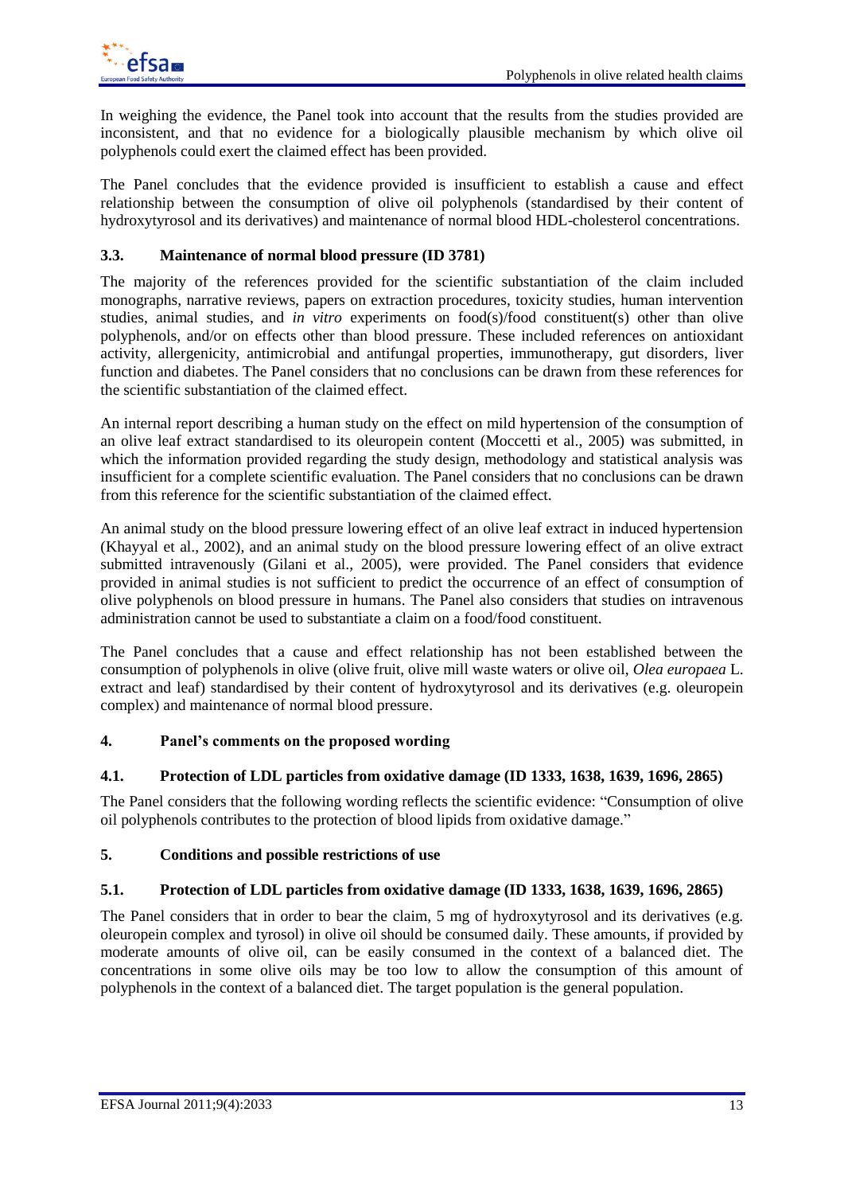In weighing the evidence, the Panel took into account that the results from the studies provided are inconsistent, and that no evidence for a biologically plausible mechanism by which olive oil polyphenols could exert the claimed effect has been provided.

The Panel concludes that the evidence provided is insufficient to establish a cause and effect relationship between the consumption of olive oil polyphenols (standardised by their content of hydroxytyrosol and its derivatives) and maintenance of normal blood HDL-cholesterol concentrations.

### 3.3. Maintenance of normal blood pressure (ID 3781)

The majority of the references provided for the scientific substantiation of the claim included monographs, narrative reviews, papers on extraction procedures, toxicity studies, human intervention studies, animal studies, and *in vitro* experiments on food(s)/food constituent(s) other than olive polyphenols, and/or on effects other than blood pressure. These included references on antioxidant activity, allergenicity, antimicrobial and antifungal properties, immunotherapy, gut disorders, liver function and diabetes. The Panel considers that no conclusions can be drawn from these references for the scientific substantiation of the claimed effect.

An internal report describing a human study on the effect on mild hypertension of the consumption of an olive leaf extract standardised to its oleuropein content (Moccetti et al., 2005) was submitted, in which the information provided regarding the study design, methodology and statistical analysis was insufficient for a complete scientific evaluation. The Panel considers that no conclusions can be drawn from this reference for the scientific substantiation of the claimed effect.

An animal study on the blood pressure lowering effect of an olive leaf extract in induced hypertension (Khayyal et al., 2002), and an animal study on the blood pressure lowering effect of an olive extract submitted intravenously (Gilani et al., 2005), were provided. The Panel considers that evidence provided in animal studies is not sufficient to predict the occurrence of an effect of consumption of olive polyphenols on blood pressure in humans. The Panel also considers that studies on intravenous administration cannot be used to substantiate a claim on a food/food constituent.

The Panel concludes that a cause and effect relationship has not been established between the consumption of polyphenols in olive (olive fruit, olive mill waste waters or olive oil, *Olea europaea* L. extract and leaf) standardised by their content of hydroxytyrosol and its derivatives (e.g. oleuropein complex) and maintenance of normal blood pressure.

## 4. Panel's comments on the proposed wording

### 4.1. Protection of LDL particles from oxidative damage (ID 1333, 1638, 1639, 1696, 2865)

The Panel considers that the following wording reflects the scientific evidence: "Consumption of olive oil polyphenols contributes to the protection of blood lipids from oxidative damage."

## 5. Conditions and possible restrictions of use

### 5.1. Protection of LDL particles from oxidative damage (ID 1333, 1638, 1639, 1696, 2865)

The Panel considers that in order to bear the claim, 5 mg of hydroxytyrosol and its derivatives (e.g. oleuropein complex and tyrosol) in olive oil should be consumed daily. These amounts, if provided by moderate amounts of olive oil, can be easily consumed in the context of a balanced diet. The concentrations in some olive oils may be too low to allow the consumption of this amount of polyphenols in the context of a balanced diet. The target population is the general population.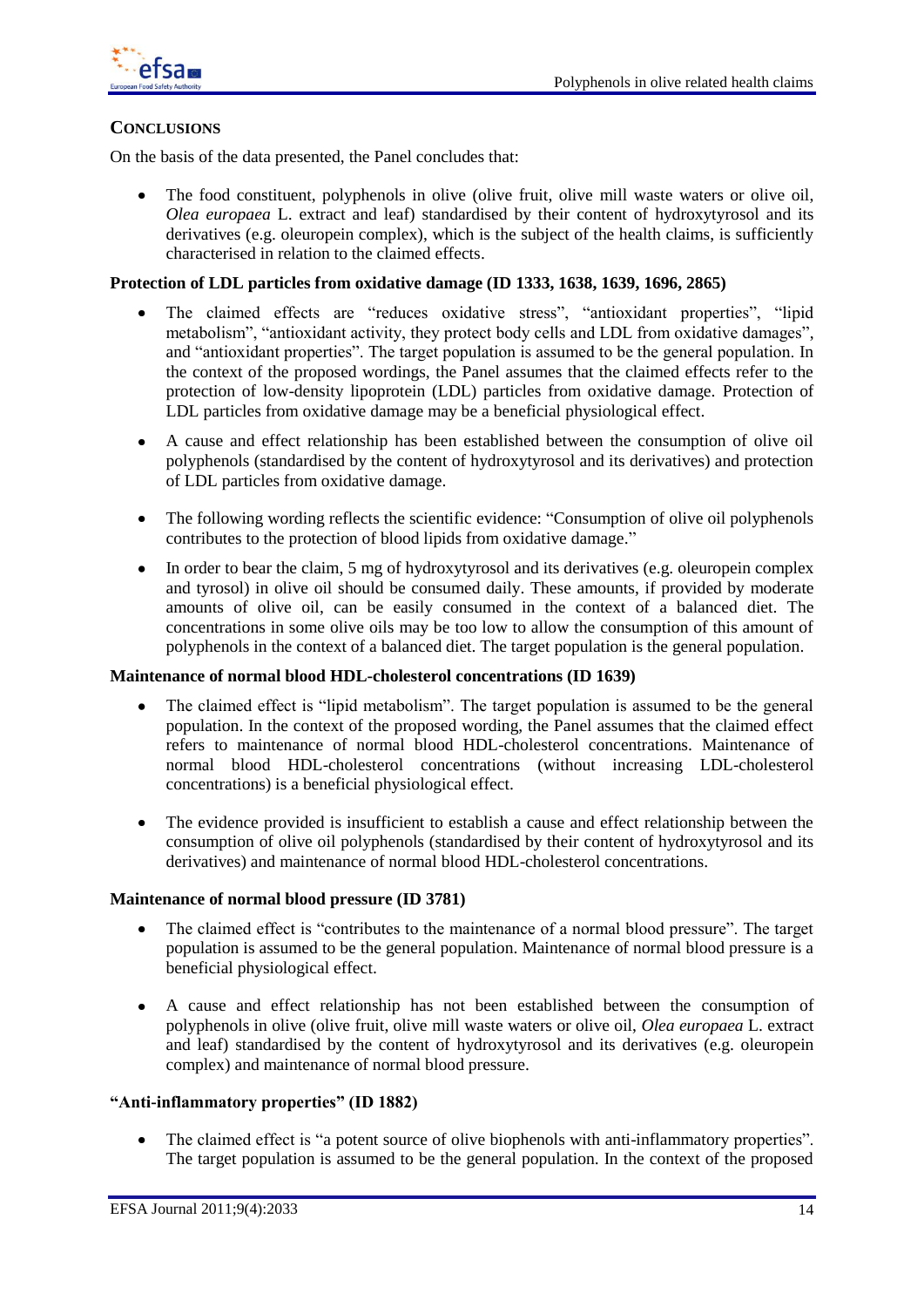## CONCLUSIONS

On the basis of the data presented, the Panel concludes that:

- The food constituent, polyphenols in olive (olive fruit, olive mill waste waters or olive oil, *Olea europaea* L. extract and leaf) standardised by their content of hydroxytyrosol and its derivatives (e.g. oleuropein complex), which is the subject of the health claims, is sufficiently characterised in relation to the claimed effects.

### Protection of LDL particles from oxidative damage (ID 1333, 1638, 1639, 1696, 2865)

- The claimed effects are "reduces oxidative stress", "antioxidant properties", "lipid metabolism", "antioxidant activity, they protect body cells and LDL from oxidative damages", and "antioxidant properties". The target population is assumed to be the general population. In the context of the proposed wordings, the Panel assumes that the claimed effects refer to the protection of low-density lipoprotein (LDL) particles from oxidative damage. Protection of LDL particles from oxidative damage may be a beneficial physiological effect.
- A cause and effect relationship has been established between the consumption of olive oil polyphenols (standardised by the content of hydroxytyrosol and its derivatives) and protection of LDL particles from oxidative damage.
- The following wording reflects the scientific evidence: "Consumption of olive oil polyphenols contributes to the protection of blood lipids from oxidative damage."
- In order to bear the claim, 5 mg of hydroxytyrosol and its derivatives (e.g. oleuropein complex and tyrosol) in olive oil should be consumed daily. These amounts, if provided by moderate amounts of olive oil, can be easily consumed in the context of a balanced diet. The concentrations in some olive oils may be too low to allow the consumption of this amount of polyphenols in the context of a balanced diet. The target population is the general population.

### Maintenance of normal blood HDL-cholesterol concentrations (ID 1639)

- The claimed effect is "lipid metabolism". The target population is assumed to be the general population. In the context of the proposed wording, the Panel assumes that the claimed effect refers to maintenance of normal blood HDL-cholesterol concentrations. Maintenance of normal blood HDL-cholesterol concentrations (without increasing LDL-cholesterol concentrations) is a beneficial physiological effect.
- The evidence provided is insufficient to establish a cause and effect relationship between the consumption of olive oil polyphenols (standardised by their content of hydroxytyrosol and its derivatives) and maintenance of normal blood HDL-cholesterol concentrations.

### Maintenance of normal blood pressure (ID 3781)

- The claimed effect is "contributes to the maintenance of a normal blood pressure". The target population is assumed to be the general population. Maintenance of normal blood pressure is a beneficial physiological effect.
- A cause and effect relationship has not been established between the consumption of polyphenols in olive (olive fruit, olive mill waste waters or olive oil, *Olea europaea* L. extract and leaf) standardised by the content of hydroxytyrosol and its derivatives (e.g. oleuropein complex) and maintenance of normal blood pressure.

### "Anti-inflammatory properties" (ID 1882)

- The claimed effect is "a potent source of olive biophenols with anti-inflammatory properties". The target population is assumed to be the general population. In the context of the proposed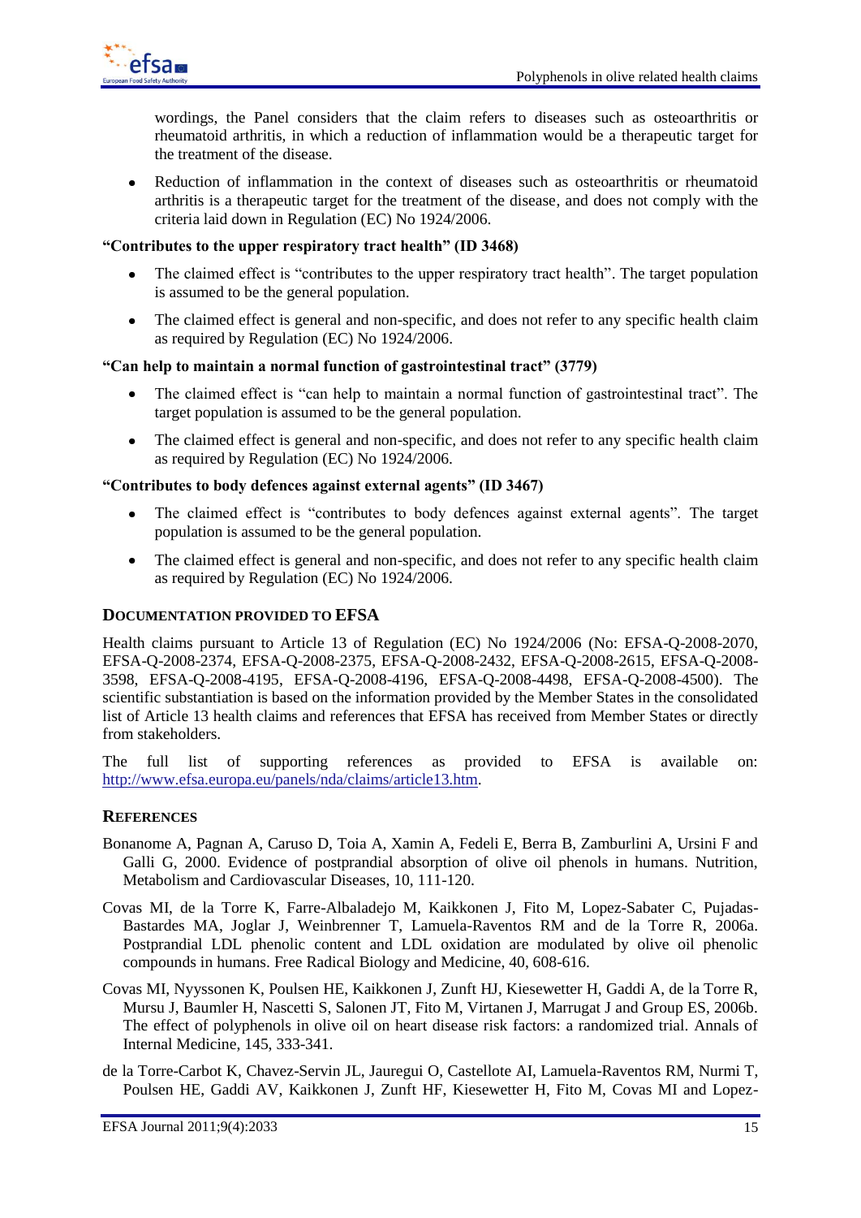wordings, the Panel considers that the claim refers to diseases such as osteoarthritis or rheumatoid arthritis, in which a reduction of inflammation would be a therapeutic target for the treatment of the disease.

- Reduction of inflammation in the context of diseases such as osteoarthritis or rheumatoid arthritis is a therapeutic target for the treatment of the disease, and does not comply with the criteria laid down in Regulation (EC) No 1924/2006.

**"Contributes to the upper respiratory tract health" (ID 3468)**

- The claimed effect is "contributes to the upper respiratory tract health". The target population is assumed to be the general population.
- The claimed effect is general and non-specific, and does not refer to any specific health claim as required by Regulation (EC) No 1924/2006.

**"Can help to maintain a normal function of gastrointestinal tract" (3779)**

- The claimed effect is "can help to maintain a normal function of gastrointestinal tract". The target population is assumed to be the general population.
- The claimed effect is general and non-specific, and does not refer to any specific health claim as required by Regulation (EC) No 1924/2006.

**"Contributes to body defences against external agents" (ID 3467)**

- The claimed effect is "contributes to body defences against external agents". The target population is assumed to be the general population.
- The claimed effect is general and non-specific, and does not refer to any specific health claim as required by Regulation (EC) No 1924/2006.

## Documentation provided to EFSA

Health claims pursuant to Article 13 of Regulation (EC) No 1924/2006 (No: EFSA-Q-2008-2070, EFSA-Q-2008-2374, EFSA-Q-2008-2375, EFSA-Q-2008-2432, EFSA-Q-2008-2615, EFSA-Q-2008-3598, EFSA-Q-2008-4195, EFSA-Q-2008-4196, EFSA-Q-2008-4498, EFSA-Q-2008-4500). The scientific substantiation is based on the information provided by the Member States in the consolidated list of Article 13 health claims and references that EFSA has received from Member States or directly from stakeholders.

The full list of supporting references as provided to EFSA is available on: http://www.efsa.europa.eu/panels/nda/claims/article13.htm.

## References

Bonanome A, Pagnan A, Caruso D, Toia A, Xamin A, Fedeli E, Berra B, Zamburlini A, Ursini F and Galli G, 2000. Evidence of postprandial absorption of olive oil phenols in humans. Nutrition, Metabolism and Cardiovascular Diseases, 10, 111-120.

Covas MI, de la Torre K, Farre-Albaladejo M, Kaikkonen J, Fito M, Lopez-Sabater C, Pujadas-Bastardes MA, Joglar J, Weinbrenner T, Lamuela-Raventos RM and de la Torre R, 2006a. Postprandial LDL phenolic content and LDL oxidation are modulated by olive oil phenolic compounds in humans. Free Radical Biology and Medicine, 40, 608-616.

Covas MI, Nyyssonen K, Poulsen HE, Kaikkonen J, Zunft HJ, Kiesewetter H, Gaddi A, de la Torre R, Mursu J, Baumler H, Nascetti S, Salonen JT, Fito M, Virtanen J, Marrugat J and Group ES, 2006b. The effect of polyphenols in olive oil on heart disease risk factors: a randomized trial. Annals of Internal Medicine, 145, 333-341.

de la Torre-Carbot K, Chavez-Servin JL, Jauregui O, Castellote AI, Lamuela-Raventos RM, Nurmi T, Poulsen HE, Gaddi AV, Kaikkonen J, Zunft HF, Kiesewetter H, Fito M, Covas MI and Lopez-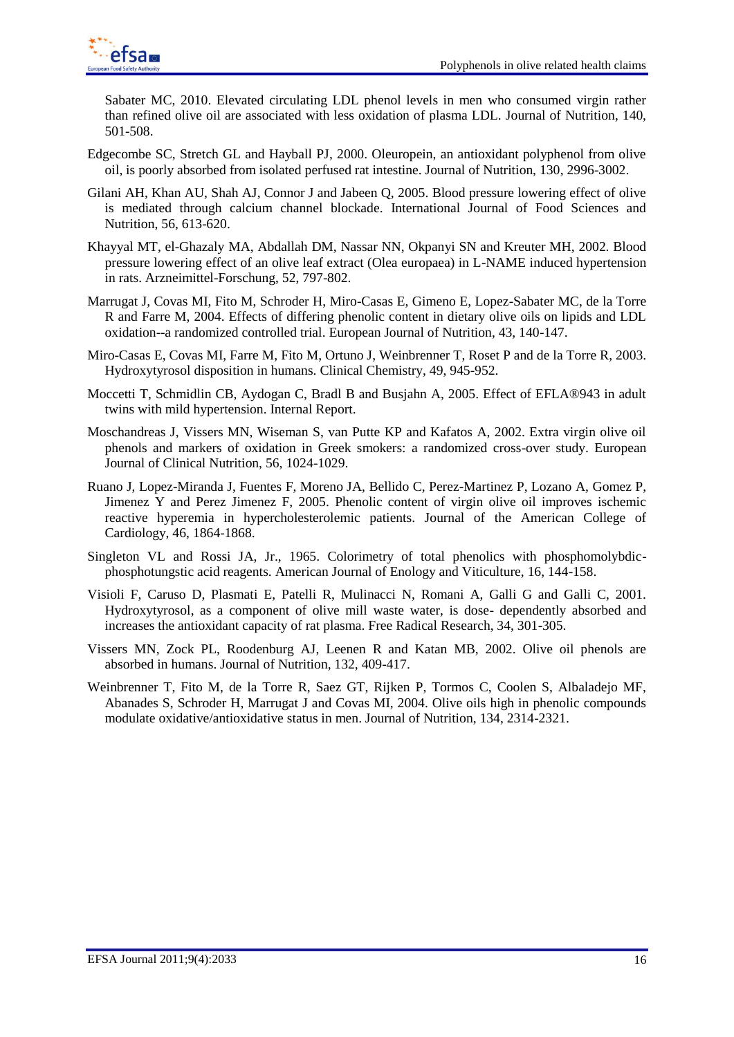Sabater MC, 2010. Elevated circulating LDL phenol levels in men who consumed virgin rather than refined olive oil are associated with less oxidation of plasma LDL. Journal of Nutrition, 140, 501-508.

Edgecombe SC, Stretch GL and Hayball PJ, 2000. Oleuropein, an antioxidant polyphenol from olive oil, is poorly absorbed from isolated perfused rat intestine. Journal of Nutrition, 130, 2996-3002.

Gilani AH, Khan AU, Shah AJ, Connor J and Jabeen Q, 2005. Blood pressure lowering effect of olive is mediated through calcium channel blockade. International Journal of Food Sciences and Nutrition, 56, 613-620.

Khayyal MT, el-Ghazaly MA, Abdallah DM, Nassar NN, Okpanyi SN and Kreuter MH, 2002. Blood pressure lowering effect of an olive leaf extract (Olea europaea) in L-NAME induced hypertension in rats. Arzneimittel-Forschung, 52, 797-802.

Marrugat J, Covas MI, Fito M, Schroder H, Miro-Casas E, Gimeno E, Lopez-Sabater MC, de la Torre R and Farre M, 2004. Effects of differing phenolic content in dietary olive oils on lipids and LDL oxidation--a randomized controlled trial. European Journal of Nutrition, 43, 140-147.

Miro-Casas E, Covas MI, Farre M, Fito M, Ortuno J, Weinbrenner T, Roset P and de la Torre R, 2003. Hydroxytyrosol disposition in humans. Clinical Chemistry, 49, 945-952.

Moccetti T, Schmidlin CB, Aydogan C, Bradl B and Busjahn A, 2005. Effect of EFLA®943 in adult twins with mild hypertension. Internal Report.

Moschandreas J, Vissers MN, Wiseman S, van Putte KP and Kafatos A, 2002. Extra virgin olive oil phenols and markers of oxidation in Greek smokers: a randomized cross-over study. European Journal of Clinical Nutrition, 56, 1024-1029.

Ruano J, Lopez-Miranda J, Fuentes F, Moreno JA, Bellido C, Perez-Martinez P, Lozano A, Gomez P, Jimenez Y and Perez Jimenez F, 2005. Phenolic content of virgin olive oil improves ischemic reactive hyperemia in hypercholesterolemic patients. Journal of the American College of Cardiology, 46, 1864-1868.

Singleton VL and Rossi JA, Jr., 1965. Colorimetry of total phenolics with phosphomolybdic-phosphotungstic acid reagents. American Journal of Enology and Viticulture, 16, 144-158.

Visioli F, Caruso D, Plasmati E, Patelli R, Mulinacci N, Romani A, Galli G and Galli C, 2001. Hydroxytyrosol, as a component of olive mill waste water, is dose- dependently absorbed and increases the antioxidant capacity of rat plasma. Free Radical Research, 34, 301-305.

Vissers MN, Zock PL, Roodenburg AJ, Leenen R and Katan MB, 2002. Olive oil phenols are absorbed in humans. Journal of Nutrition, 132, 409-417.

Weinbrenner T, Fito M, de la Torre R, Saez GT, Rijken P, Tormos C, Coolen S, Albaladejo MF, Abanades S, Schroder H, Marrugat J and Covas MI, 2004. Olive oils high in phenolic compounds modulate oxidative/antioxidative status in men. Journal of Nutrition, 134, 2314-2321.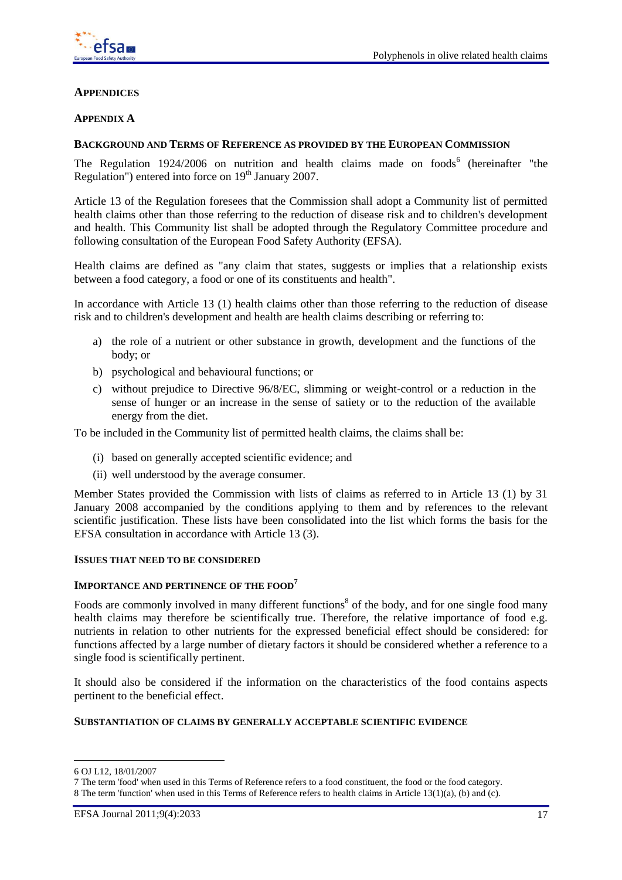## APPENDICES

### APPENDIX A

#### BACKGROUND AND TERMS OF REFERENCE AS PROVIDED BY THE EUROPEAN COMMISSION

The Regulation 1924/2006 on nutrition and health claims made on foods[6] (hereinafter "the Regulation") entered into force on 19th January 2007.

Article 13 of the Regulation foresees that the Commission shall adopt a Community list of permitted health claims other than those referring to the reduction of disease risk and to children's development and health. This Community list shall be adopted through the Regulatory Committee procedure and following consultation of the European Food Safety Authority (EFSA).

Health claims are defined as "any claim that states, suggests or implies that a relationship exists between a food category, a food or one of its constituents and health".

In accordance with Article 13 (1) health claims other than those referring to the reduction of disease risk and to children's development and health are health claims describing or referring to:

a) the role of a nutrient or other substance in growth, development and the functions of the body; or
b) psychological and behavioural functions; or
c) without prejudice to Directive 96/8/EC, slimming or weight-control or a reduction in the sense of hunger or an increase in the sense of satiety or to the reduction of the available energy from the diet.

To be included in the Community list of permitted health claims, the claims shall be:

(i) based on generally accepted scientific evidence; and
(ii) well understood by the average consumer.

Member States provided the Commission with lists of claims as referred to in Article 13 (1) by 31 January 2008 accompanied by the conditions applying to them and by references to the relevant scientific justification. These lists have been consolidated into the list which forms the basis for the EFSA consultation in accordance with Article 13 (3).

#### ISSUES THAT NEED TO BE CONSIDERED

#### IMPORTANCE AND PERTINENCE OF THE FOOD[7]

Foods are commonly involved in many different functions[8] of the body, and for one single food many health claims may therefore be scientifically true. Therefore, the relative importance of food e.g. nutrients in relation to other nutrients for the expressed beneficial effect should be considered: for functions affected by a large number of dietary factors it should be considered whether a reference to a single food is scientifically pertinent.

It should also be considered if the information on the characteristics of the food contains aspects pertinent to the beneficial effect.

#### SUBSTANTIATION OF CLAIMS BY GENERALLY ACCEPTABLE SCIENTIFIC EVIDENCE

---

6 OJ L12, 18/01/2007

7 The term 'food' when used in this Terms of Reference refers to a food constituent, the food or the food category.

8 The term 'function' when used in this Terms of Reference refers to health claims in Article 13(1)(a), (b) and (c).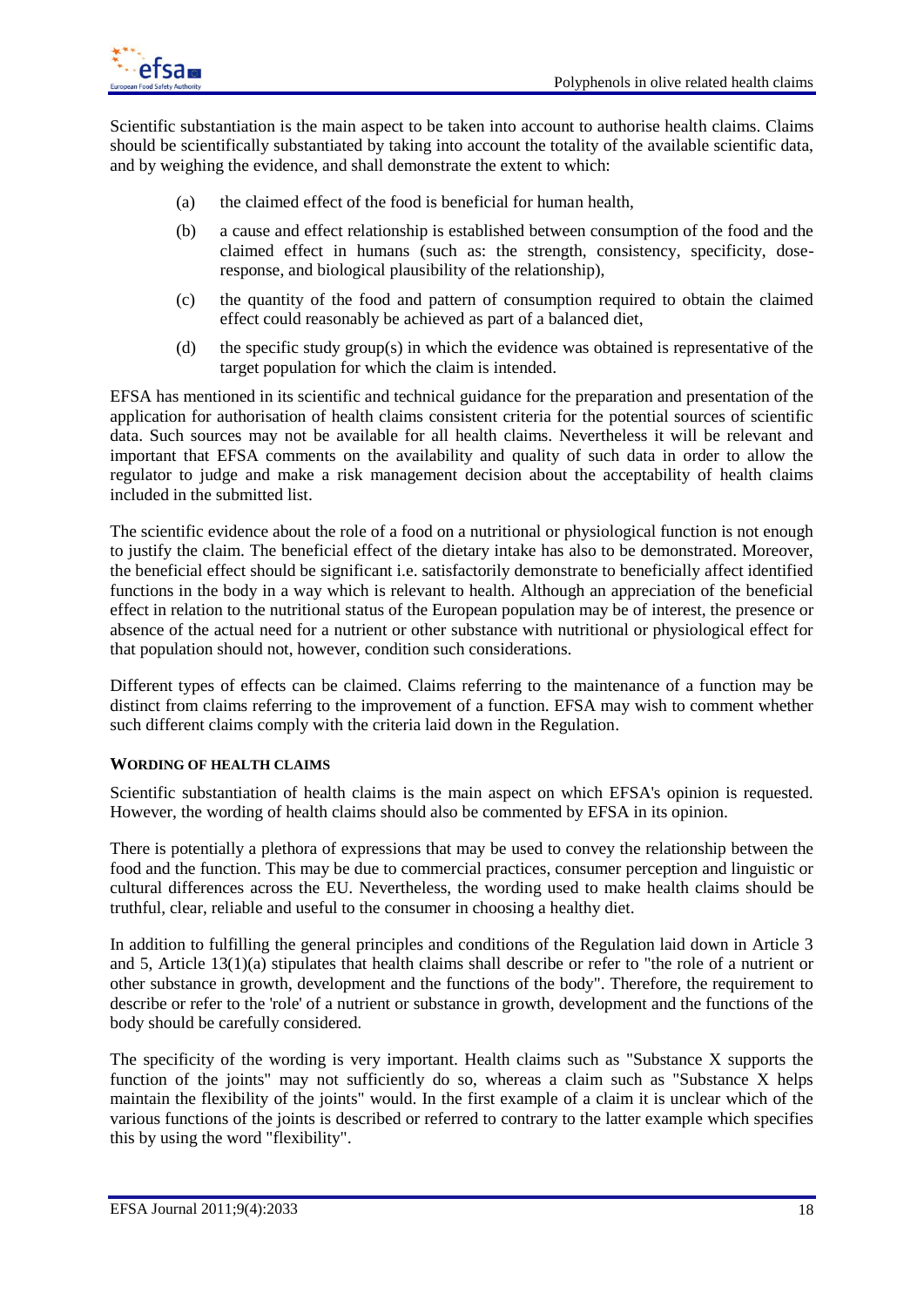Scientific substantiation is the main aspect to be taken into account to authorise health claims. Claims should be scientifically substantiated by taking into account the totality of the available scientific data, and by weighing the evidence, and shall demonstrate the extent to which:

(a) the claimed effect of the food is beneficial for human health,

(b) a cause and effect relationship is established between consumption of the food and the claimed effect in humans (such as: the strength, consistency, specificity, dose-response, and biological plausibility of the relationship),

(c) the quantity of the food and pattern of consumption required to obtain the claimed effect could reasonably be achieved as part of a balanced diet,

(d) the specific study group(s) in which the evidence was obtained is representative of the target population for which the claim is intended.

EFSA has mentioned in its scientific and technical guidance for the preparation and presentation of the application for authorisation of health claims consistent criteria for the potential sources of scientific data. Such sources may not be available for all health claims. Nevertheless it will be relevant and important that EFSA comments on the availability and quality of such data in order to allow the regulator to judge and make a risk management decision about the acceptability of health claims included in the submitted list.

The scientific evidence about the role of a food on a nutritional or physiological function is not enough to justify the claim. The beneficial effect of the dietary intake has also to be demonstrated. Moreover, the beneficial effect should be significant i.e. satisfactorily demonstrate to beneficially affect identified functions in the body in a way which is relevant to health. Although an appreciation of the beneficial effect in relation to the nutritional status of the European population may be of interest, the presence or absence of the actual need for a nutrient or other substance with nutritional or physiological effect for that population should not, however, condition such considerations.

Different types of effects can be claimed. Claims referring to the maintenance of a function may be distinct from claims referring to the improvement of a function. EFSA may wish to comment whether such different claims comply with the criteria laid down in the Regulation.

#### WORDING OF HEALTH CLAIMS

Scientific substantiation of health claims is the main aspect on which EFSA's opinion is requested. However, the wording of health claims should also be commented by EFSA in its opinion.

There is potentially a plethora of expressions that may be used to convey the relationship between the food and the function. This may be due to commercial practices, consumer perception and linguistic or cultural differences across the EU. Nevertheless, the wording used to make health claims should be truthful, clear, reliable and useful to the consumer in choosing a healthy diet.

In addition to fulfilling the general principles and conditions of the Regulation laid down in Article 3 and 5, Article 13(1)(a) stipulates that health claims shall describe or refer to "the role of a nutrient or other substance in growth, development and the functions of the body". Therefore, the requirement to describe or refer to the 'role' of a nutrient or substance in growth, development and the functions of the body should be carefully considered.

The specificity of the wording is very important. Health claims such as "Substance X supports the function of the joints" may not sufficiently do so, whereas a claim such as "Substance X helps maintain the flexibility of the joints" would. In the first example of a claim it is unclear which of the various functions of the joints is described or referred to contrary to the latter example which specifies this by using the word "flexibility".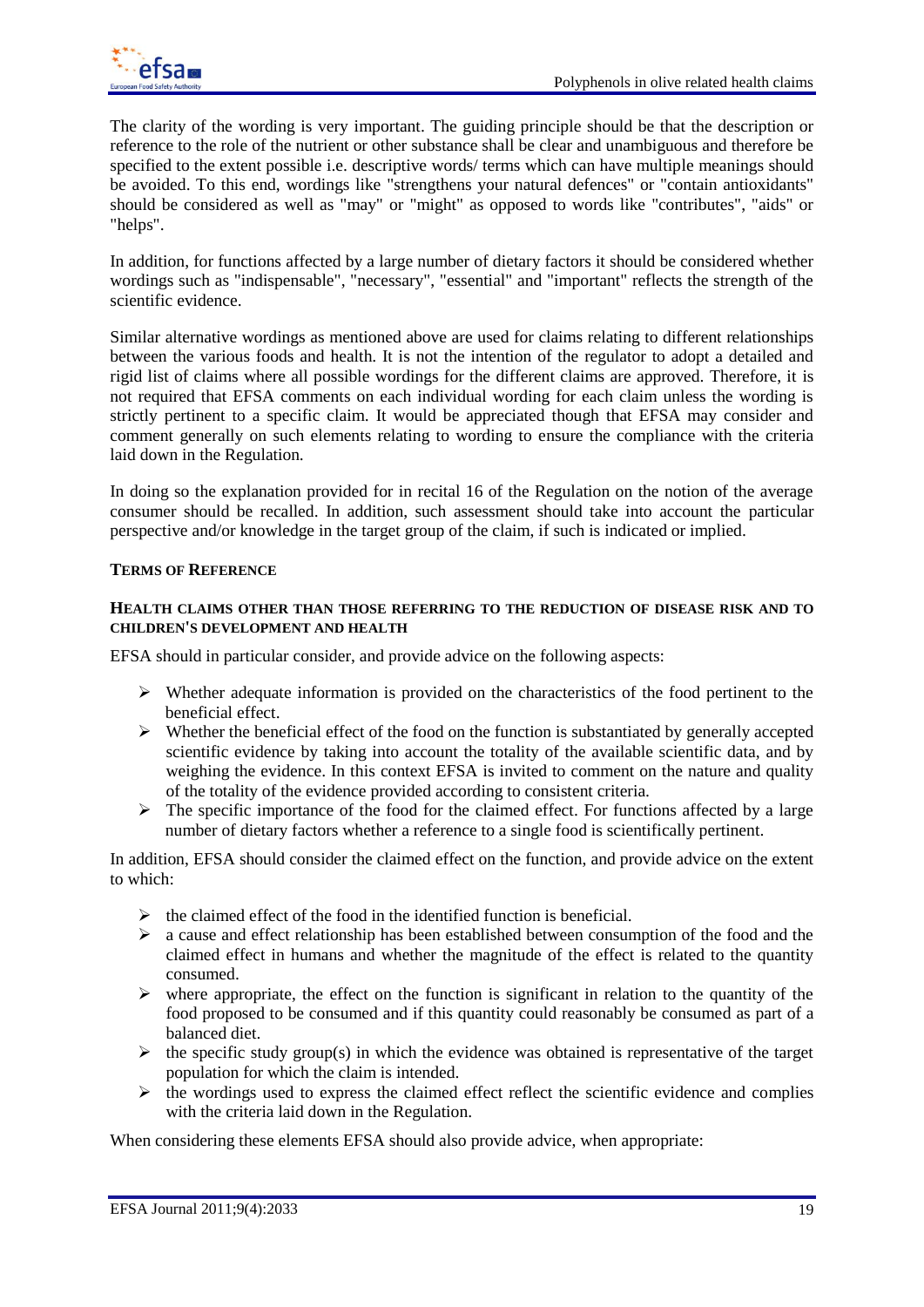The clarity of the wording is very important. The guiding principle should be that the description or reference to the role of the nutrient or other substance shall be clear and unambiguous and therefore be specified to the extent possible i.e. descriptive words/ terms which can have multiple meanings should be avoided. To this end, wordings like "strengthens your natural defences" or "contain antioxidants" should be considered as well as "may" or "might" as opposed to words like "contributes", "aids" or "helps".

In addition, for functions affected by a large number of dietary factors it should be considered whether wordings such as "indispensable", "necessary", "essential" and "important" reflects the strength of the scientific evidence.

Similar alternative wordings as mentioned above are used for claims relating to different relationships between the various foods and health. It is not the intention of the regulator to adopt a detailed and rigid list of claims where all possible wordings for the different claims are approved. Therefore, it is not required that EFSA comments on each individual wording for each claim unless the wording is strictly pertinent to a specific claim. It would be appreciated though that EFSA may consider and comment generally on such elements relating to wording to ensure the compliance with the criteria laid down in the Regulation.

In doing so the explanation provided for in recital 16 of the Regulation on the notion of the average consumer should be recalled. In addition, such assessment should take into account the particular perspective and/or knowledge in the target group of the claim, if such is indicated or implied.

## TERMS OF REFERENCE

### HEALTH CLAIMS OTHER THAN THOSE REFERRING TO THE REDUCTION OF DISEASE RISK AND TO CHILDREN'S DEVELOPMENT AND HEALTH

EFSA should in particular consider, and provide advice on the following aspects:

- Whether adequate information is provided on the characteristics of the food pertinent to the beneficial effect.
- Whether the beneficial effect of the food on the function is substantiated by generally accepted scientific evidence by taking into account the totality of the available scientific data, and by weighing the evidence. In this context EFSA is invited to comment on the nature and quality of the totality of the evidence provided according to consistent criteria.
- The specific importance of the food for the claimed effect. For functions affected by a large number of dietary factors whether a reference to a single food is scientifically pertinent.

In addition, EFSA should consider the claimed effect on the function, and provide advice on the extent to which:

- the claimed effect of the food in the identified function is beneficial.
- a cause and effect relationship has been established between consumption of the food and the claimed effect in humans and whether the magnitude of the effect is related to the quantity consumed.
- where appropriate, the effect on the function is significant in relation to the quantity of the food proposed to be consumed and if this quantity could reasonably be consumed as part of a balanced diet.
- the specific study group(s) in which the evidence was obtained is representative of the target population for which the claim is intended.
- the wordings used to express the claimed effect reflect the scientific evidence and complies with the criteria laid down in the Regulation.

When considering these elements EFSA should also provide advice, when appropriate: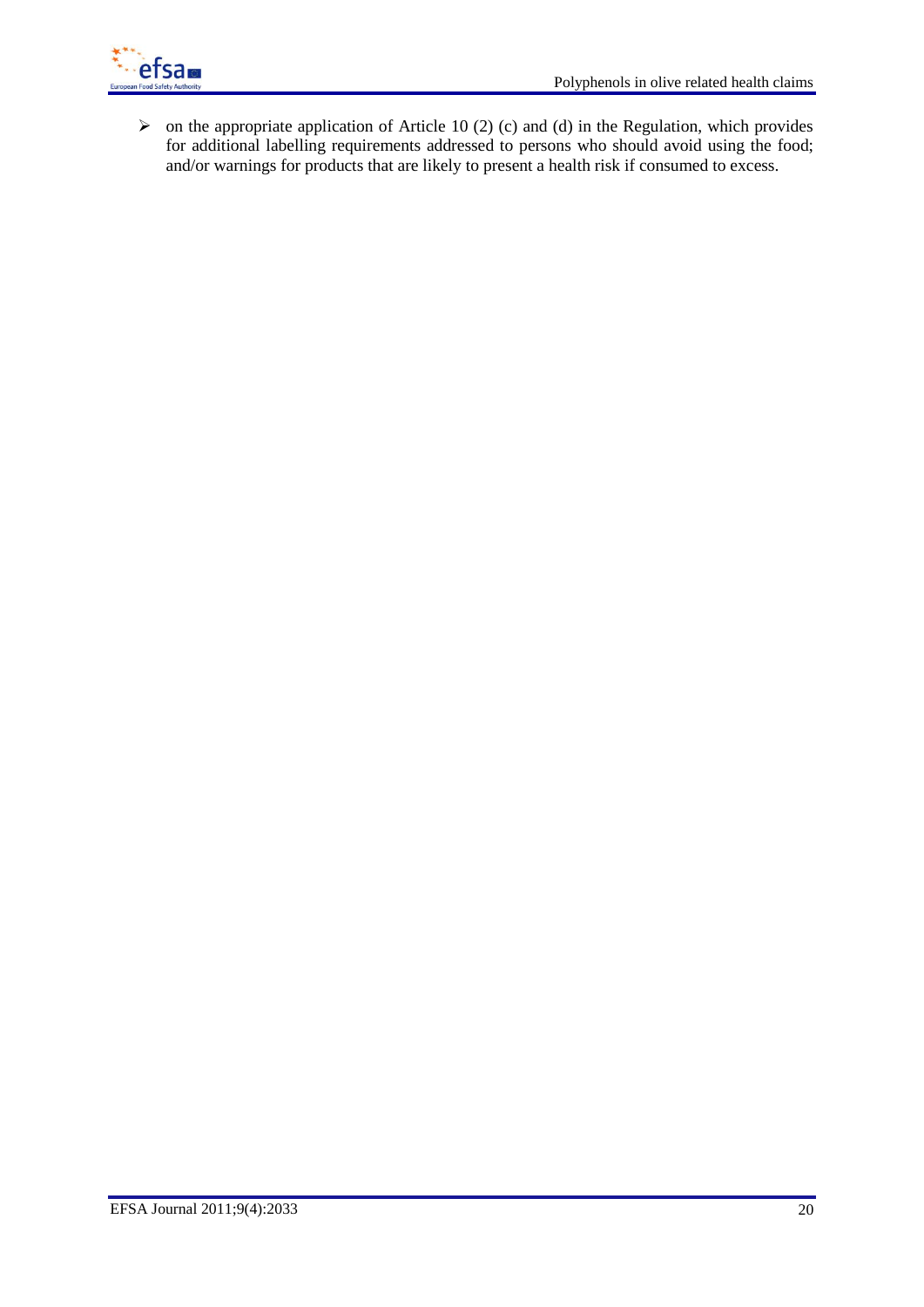- on the appropriate application of Article 10 (2) (c) and (d) in the Regulation, which provides for additional labelling requirements addressed to persons who should avoid using the food; and/or warnings for products that are likely to present a health risk if consumed to excess.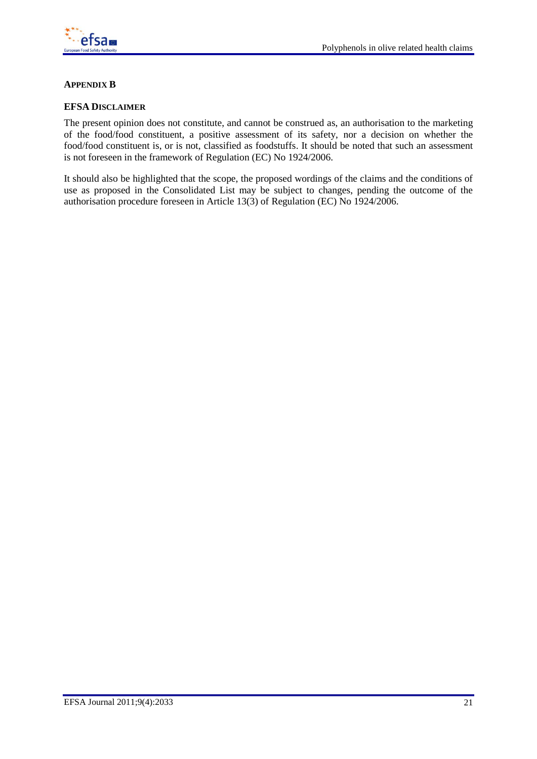## APPENDIX B

### EFSA DISCLAIMER

The present opinion does not constitute, and cannot be construed as, an authorisation to the marketing of the food/food constituent, a positive assessment of its safety, nor a decision on whether the food/food constituent is, or is not, classified as foodstuffs. It should be noted that such an assessment is not foreseen in the framework of Regulation (EC) No 1924/2006.

It should also be highlighted that the scope, the proposed wordings of the claims and the conditions of use as proposed in the Consolidated List may be subject to changes, pending the outcome of the authorisation procedure foreseen in Article 13(3) of Regulation (EC) No 1924/2006.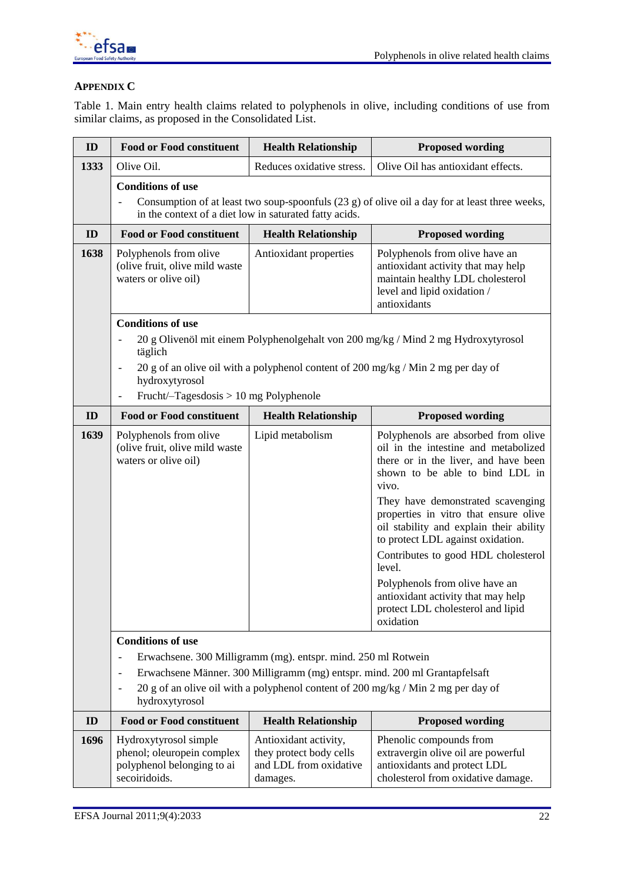**APPENDIX C**

Table 1. Main entry health claims related to polyphenols in olive, including conditions of use from similar claims, as proposed in the Consolidated List.

| ID | Food or Food constituent | Health Relationship | Proposed wording |
|---|---|---|---|
| 1333 | Olive Oil. | Reduces oxidative stress. | Olive Oil has antioxidant effects. |
| | **Conditions of use**<br>- Consumption of at least two soup-spoonfuls (23 g) of olive oil a day for at least three weeks, in the context of a diet low in saturated fatty acids. | | |
| **ID** | **Food or Food constituent** | **Health Relationship** | **Proposed wording** |
| 1638 | Polyphenols from olive (olive fruit, olive mild waste waters or olive oil) | Antioxidant properties | Polyphenols from olive have an antioxidant activity that may help maintain healthy LDL cholesterol level and lipid oxidation / antioxidants |
| | **Conditions of use**<br>- 20 g Olivenöl mit einem Polyphenolgehalt von 200 mg/kg / Mind 2 mg Hydroxytyrosol täglich<br>- 20 g of an olive oil with a polyphenol content of 200 mg/kg / Min 2 mg per day of hydroxytyrosol<br>- Frucht/–Tagesdosis > 10 mg Polyphenole | | |
| **ID** | **Food or Food constituent** | **Health Relationship** | **Proposed wording** |
| 1639 | Polyphenols from olive (olive fruit, olive mild waste waters or olive oil) | Lipid metabolism | Polyphenols are absorbed from olive oil in the intestine and metabolized there or in the liver, and have been shown to be able to bind LDL in vivo.<br>They have demonstrated scavenging properties in vitro that ensure olive oil stability and explain their ability to protect LDL against oxidation.<br>Contributes to good HDL cholesterol level.<br>Polyphenols from olive have an antioxidant activity that may help protect LDL cholesterol and lipid oxidation |
| | **Conditions of use**<br>- Erwachsene. 300 Milligramm (mg). entspr. mind. 250 ml Rotwein<br>- Erwachsene Männer. 300 Milligramm (mg) entspr. mind. 200 ml Grantapfelsaft<br>- 20 g of an olive oil with a polyphenol content of 200 mg/kg / Min 2 mg per day of hydroxytyrosol | | |
| **ID** | **Food or Food constituent** | **Health Relationship** | **Proposed wording** |
| 1696 | Hydroxytyrosol simple phenol; oleuropein complex polyphenol belonging to ai secoiridoids. | Antioxidant activity, they protect body cells and LDL from oxidative damages. | Phenolic compounds from extravergin olive oil are powerful antioxidants and protect LDL cholesterol from oxidative damage. |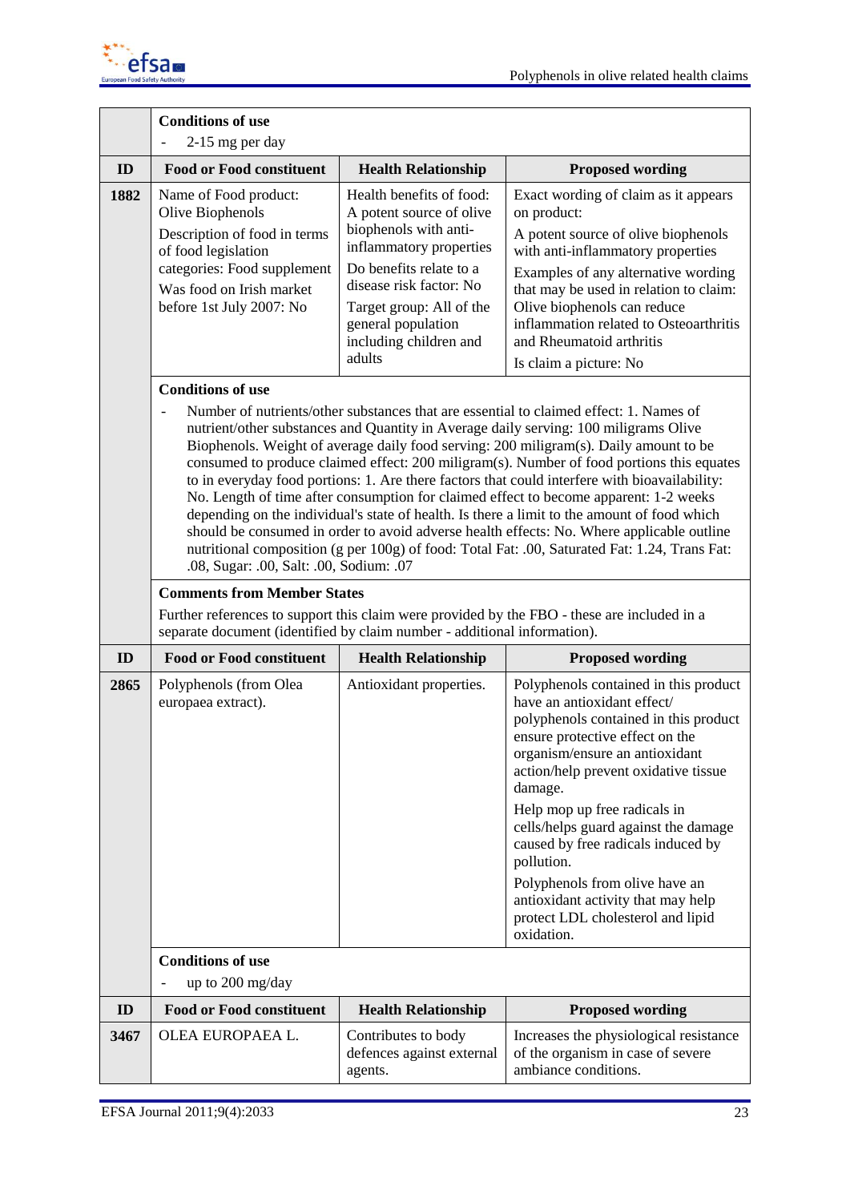| | Conditions of use | | |
|---|---|---|---|
| | - 2-15 mg per day | | |
| **ID** | **Food or Food constituent** | **Health Relationship** | **Proposed wording** |
| **1882** | Name of Food product: Olive Biophenols<br><br>Description of food in terms of food legislation categories: Food supplement<br><br>Was food on Irish market before 1st July 2007: No | Health benefits of food: A potent source of olive biophenols with anti-inflammatory properties<br><br>Do benefits relate to a disease risk factor: No<br><br>Target group: All of the general population including children and adults | Exact wording of claim as it appears on product:<br><br>A potent source of olive biophenols with anti-inflammatory properties<br><br>Examples of any alternative wording that may be used in relation to claim: Olive biophenols can reduce inflammation related to Osteoarthritis and Rheumatoid arthritis<br><br>Is claim a picture: No |
| | **Conditions of use**<br><br>- Number of nutrients/other substances that are essential to claimed effect: 1. Names of nutrient/other substances and Quantity in Average daily serving: 100 miligrams Olive Biophenols. Weight of average daily food serving: 200 miligram(s). Daily amount to be consumed to produce claimed effect: 200 miligram(s). Number of food portions this equates to in everyday food portions: 1. Are there factors that could interfere with bioavailability: No. Length of time after consumption for claimed effect to become apparent: 1-2 weeks depending on the individual's state of health. Is there a limit to the amount of food which should be consumed in order to avoid adverse health effects: No. Where applicable outline nutritional composition (g per 100g) of food: Total Fat: .00, Saturated Fat: 1.24, Trans Fat: .08, Sugar: .00, Salt: .00, Sodium: .07 | | |
| | **Comments from Member States**<br><br>Further references to support this claim were provided by the FBO - these are included in a separate document (identified by claim number - additional information). | | |
| **ID** | **Food or Food constituent** | **Health Relationship** | **Proposed wording** |
| **2865** | Polyphenols (from Olea europaea extract). | Antioxidant properties. | Polyphenols contained in this product have an antioxidant effect/ polyphenols contained in this product ensure protective effect on the organism/ensure an antioxidant action/help prevent oxidative tissue damage.<br><br>Help mop up free radicals in cells/helps guard against the damage caused by free radicals induced by pollution.<br><br>Polyphenols from olive have an antioxidant activity that may help protect LDL cholesterol and lipid oxidation. |
| | **Conditions of use**<br><br>- up to 200 mg/day | | |
| **ID** | **Food or Food constituent** | **Health Relationship** | **Proposed wording** |
| **3467** | OLEA EUROPAEA L. | Contributes to body defences against external agents. | Increases the physiological resistance of the organism in case of severe ambiance conditions. |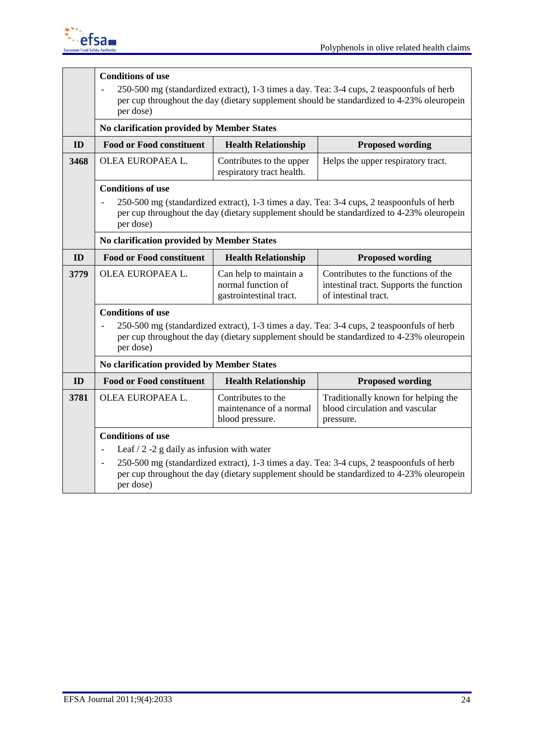| ID | Food or Food constituent | Health Relationship | Proposed wording |
|---|---|---|---|
| | **Conditions of use**<br>- 250-500 mg (standardized extract), 1-3 times a day. Tea: 3-4 cups, 2 teaspoonfuls of herb per cup throughout the day (dietary supplement should be standardized to 4-23% oleuropein per dose) | | |
| | **No clarification provided by Member States** | | |
| **ID** | **Food or Food constituent** | **Health Relationship** | **Proposed wording** |
| **3468** | OLEA EUROPAEA L. | Contributes to the upper respiratory tract health. | Helps the upper respiratory tract. |
| | **Conditions of use**<br>- 250-500 mg (standardized extract), 1-3 times a day. Tea: 3-4 cups, 2 teaspoonfuls of herb per cup throughout the day (dietary supplement should be standardized to 4-23% oleuropein per dose) | | |
| | **No clarification provided by Member States** | | |
| **ID** | **Food or Food constituent** | **Health Relationship** | **Proposed wording** |
| **3779** | OLEA EUROPAEA L. | Can help to maintain a normal function of gastrointestinal tract. | Contributes to the functions of the intestinal tract. Supports the function of intestinal tract. |
| | **Conditions of use**<br>- 250-500 mg (standardized extract), 1-3 times a day. Tea: 3-4 cups, 2 teaspoonfuls of herb per cup throughout the day (dietary supplement should be standardized to 4-23% oleuropein per dose) | | |
| | **No clarification provided by Member States** | | |
| **ID** | **Food or Food constituent** | **Health Relationship** | **Proposed wording** |
| **3781** | OLEA EUROPAEA L. | Contributes to the maintenance of a normal blood pressure. | Traditionally known for helping the blood circulation and vascular pressure. |
| | **Conditions of use**<br>- Leaf / 2 -2 g daily as infusion with water<br>- 250-500 mg (standardized extract), 1-3 times a day. Tea: 3-4 cups, 2 teaspoonfuls of herb per cup throughout the day (dietary supplement should be standardized to 4-23% oleuropein per dose) | | |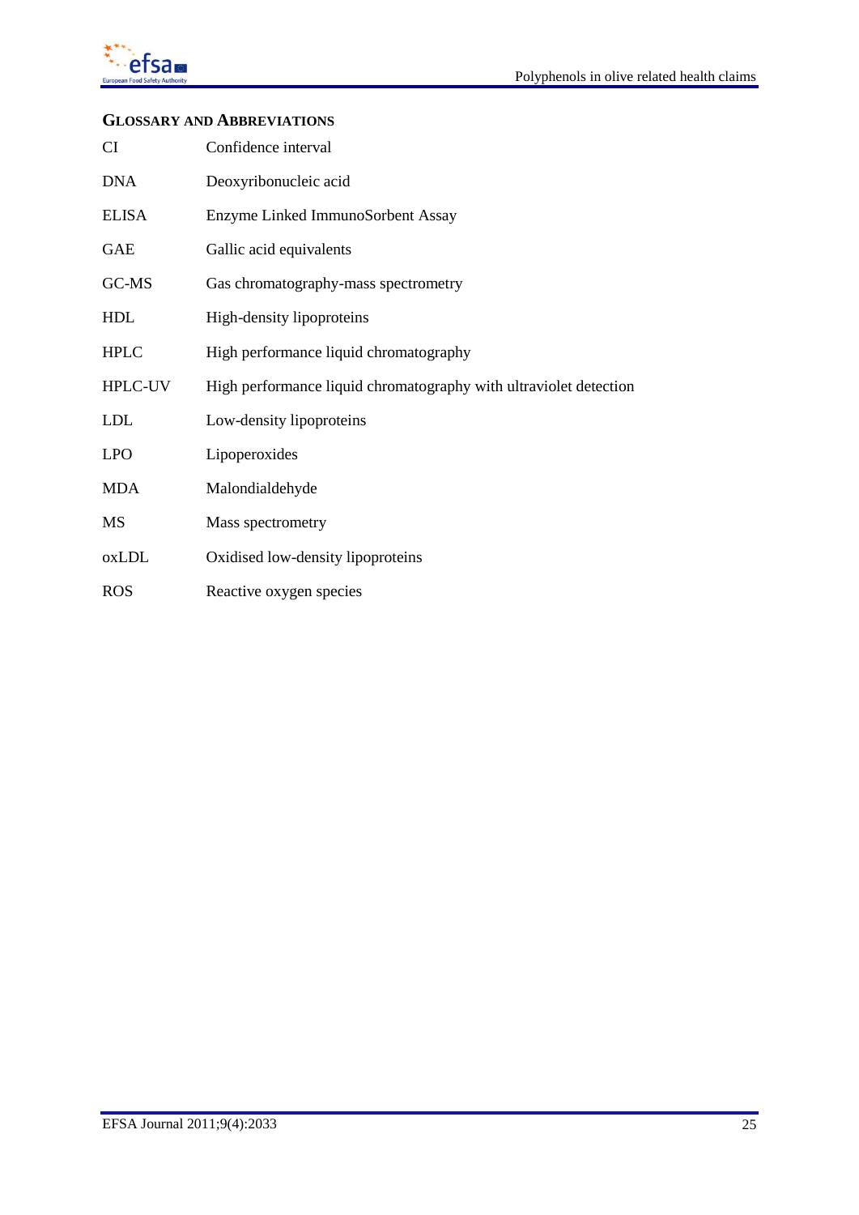## Glossary and Abbreviations

| | |
|---|---|
| CI | Confidence interval |
| DNA | Deoxyribonucleic acid |
| ELISA | Enzyme Linked ImmunoSorbent Assay |
| GAE | Gallic acid equivalents |
| GC-MS | Gas chromatography-mass spectrometry |
| HDL | High-density lipoproteins |
| HPLC | High performance liquid chromatography |
| HPLC-UV | High performance liquid chromatography with ultraviolet detection |
| LDL | Low-density lipoproteins |
| LPO | Lipoperoxides |
| MDA | Malondialdehyde |
| MS | Mass spectrometry |
| oxLDL | Oxidised low-density lipoproteins |
| ROS | Reactive oxygen species |